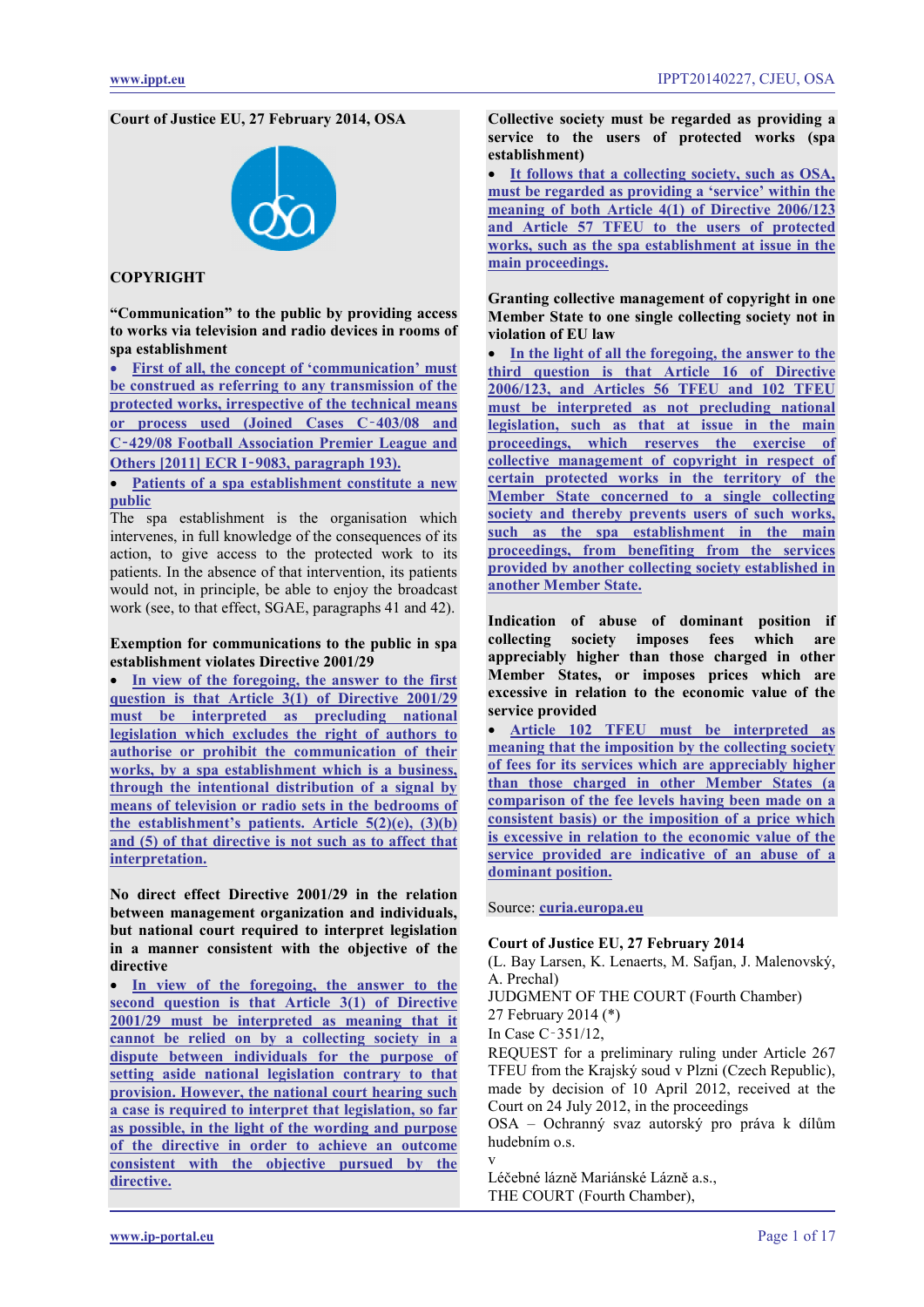**Court of Justice EU, 27 February 2014, OSA**

**COPYRIGHT**

**"Communication" to the public by providing access to works via television and radio devices in rooms of spa establishment**

- First of all, the concept of 'communication' must be construed as referring to any transmission of the protected works, irrespective of the technical means or process used (Joined Cases C‑403/08 and C‑429/08 Football Association Premier League and Others [2011] ECR I‑9083, paragraph 193).
- Patients of a spa establishment constitute a new public

The spa establishment is the organisation which intervenes, in full knowledge of the consequences of its action, to give access to the protected work to its patients. In the absence of that intervention, its patients would not, in principle, be able to enjoy the broadcast work (see, to that effect, SGAE, paragraphs 41 and 42).

**Exemption for communications to the public in spa establishment violates Directive 2001/29**

- In view of the foregoing, the answer to the first question is that Article 3(1) of Directive 2001/29 must be interpreted as precluding national legislation which excludes the right of authors to authorise or prohibit the communication of their works, by a spa establishment which is a business, through the intentional distribution of a signal by means of television or radio sets in the bedrooms of the establishment's patients. Article 5(2)(e), (3)(b) and (5) of that directive is not such as to affect that interpretation.

**No direct effect Directive 2001/29 in the relation between management organization and individuals, but national court required to interpret legislation in a manner consistent with the objective of the directive**

- In view of the foregoing, the answer to the second question is that Article 3(1) of Directive 2001/29 must be interpreted as meaning that it cannot be relied on by a collecting society in a dispute between individuals for the purpose of setting aside national legislation contrary to that provision. However, the national court hearing such a case is required to interpret that legislation, so far as possible, in the light of the wording and purpose of the directive in order to achieve an outcome consistent with the objective pursued by the directive.

**Collective society must be regarded as providing a service to the users of protected works (spa establishment)**

- It follows that a collecting society, such as OSA, must be regarded as providing a 'service' within the meaning of both Article 4(1) of Directive 2006/123 and Article 57 TFEU to the users of protected works, such as the spa establishment at issue in the main proceedings.

**Granting collective management of copyright in one Member State to one single collecting society not in violation of EU law**

- In the light of all the foregoing, the answer to the third question is that Article 16(1) of Directive 2006/123, and Articles 56 TFEU and 102 TFEU must be interpreted as not precluding national legislation, such as that at issue in the main proceedings, which reserves the exercise of collective management of copyright in respect of certain protected works in the territory of the Member State concerned to a single collecting society and thereby prevents users of such works, such as the spa establishment in the main proceedings, from benefiting from the services provided by another collecting society established in another Member State.

**Indication of abuse of dominant position if collecting society imposes fees which are appreciably higher than those charged in other Member States, or imposes prices which are excessive in relation to the economic value of the service provided**

- Article 102 TFEU must be interpreted as meaning that the imposition by the collecting society of fees for its services which are appreciably higher than those charged in other Member States (a comparison of the fee levels having been made on a consistent basis) or the imposition of a price which is excessive in relation to the economic value of the service provided are indicative of an abuse of a dominant position.

Source: curia.europa.eu

**Court of Justice EU, 27 February 2014**

(L. Bay Larsen, K. Lenaerts, M. Safjan, J. Malenovský, A. Prechal)

JUDGMENT OF THE COURT (Fourth Chamber)

27 February 2014 (\*)

In Case C‑351/12,

REQUEST for a preliminary ruling under Article 267 TFEU from the Krajský soud v Plzni (Czech Republic), made by decision of 10 April 2012, received at the Court on 24 July 2012, in the proceedings

OSA – Ochranný svaz autorský pro práva k dílům hudebním o.s.

v

Léčebné lázně Mariánské Lázně a.s.,

THE COURT (Fourth Chamber),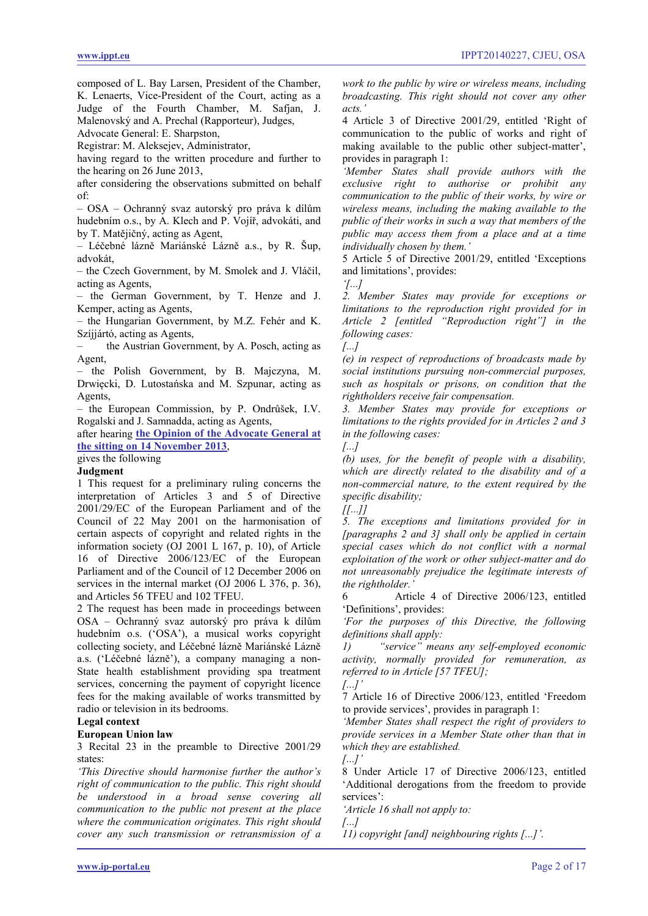composed of L. Bay Larsen, President of the Chamber, K. Lenaerts, Vice-President of the Court, acting as a Judge of the Fourth Chamber, M. Safjan, J. Malenovský and A. Prechal (Rapporteur), Judges,
Advocate General: E. Sharpston,
Registrar: M. Aleksejev, Administrator,
having regard to the written procedure and further to the hearing on 26 June 2013,
after considering the observations submitted on behalf of:
– OSA – Ochranný svaz autorský pro práva k dílům hudebním o.s., by A. Klech and P. Vojíř, advokáti, and by T. Matějičný, acting as Agent,
– Léčebné lázně Mariánské Lázně a.s., by R. Šup, advokát,
– the Czech Government, by M. Smolek and J. Vláčil, acting as Agents,
– the German Government, by T. Henze and J. Kemper, acting as Agents,
– the Hungarian Government, by M.Z. Fehér and K. Szíjjártó, acting as Agents,
– the Austrian Government, by A. Posch, acting as Agent,
– the Polish Government, by B. Majczyna, M. Drwięcki, D. Lutostańska and M. Szpunar, acting as Agents,
– the European Commission, by P. Ondrůšek, I.V. Rogalski and J. Samnadda, acting as Agents,
after hearing **the Opinion of the Advocate General at the sitting on 14 November 2013**,
gives the following

**Judgment**

1 This request for a preliminary ruling concerns the interpretation of Articles 3 and 5 of Directive 2001/29/EC of the European Parliament and of the Council of 22 May 2001 on the harmonisation of certain aspects of copyright and related rights in the information society (OJ 2001 L 167, p. 10), of Article 16 of Directive 2006/123/EC of the European Parliament and of the Council of 12 December 2006 on services in the internal market (OJ 2006 L 376, p. 36), and Articles 56 TFEU and 102 TFEU.

2 The request has been made in proceedings between OSA – Ochranný svaz autorský pro práva k dílům hudebním o.s. ('OSA'), a musical works copyright collecting society, and Léčebné lázně Mariánské Lázně a.s. ('Léčebné lázně'), a company managing a non-State health establishment providing spa treatment services, concerning the payment of copyright licence fees for the making available of works transmitted by radio or television in its bedrooms.

**Legal context**

**European Union law**

3 Recital 23 in the preamble to Directive 2001/29 states:

*'This Directive should harmonise further the author's right of communication to the public. This right should be understood in a broad sense covering all communication to the public not present at the place where the communication originates. This right should cover any such transmission or retransmission of a work to the public by wire or wireless means, including broadcasting. This right should not cover any other acts.'*

4 Article 3 of Directive 2001/29, entitled 'Right of communication to the public of works and right of making available to the public other subject-matter', provides in paragraph 1:

*'Member States shall provide authors with the exclusive right to authorise or prohibit any communication to the public of their works, by wire or wireless means, including the making available to the public of their works in such a way that members of the public may access them from a place and at a time individually chosen by them.'*

5 Article 5 of Directive 2001/29, entitled 'Exceptions and limitations', provides:

*'[...]*

*2. Member States may provide for exceptions or limitations to the reproduction right provided for in Article 2 [entitled "Reproduction right"] in the following cases:*

*[...]*

*(e) in respect of reproductions of broadcasts made by social institutions pursuing non-commercial purposes, such as hospitals or prisons, on condition that the rightholders receive fair compensation.*

*3. Member States may provide for exceptions or limitations to the rights provided for in Articles 2 and 3 in the following cases:*

*[...]*

*(b) uses, for the benefit of people with a disability, which are directly related to the disability and of a non-commercial nature, to the extent required by the specific disability;*

*[[...]]*

*5. The exceptions and limitations provided for in [paragraphs 2 and 3] shall only be applied in certain special cases which do not conflict with a normal exploitation of the work or other subject-matter and do not unreasonably prejudice the legitimate interests of the rightholder.'*

6 Article 4 of Directive 2006/123, entitled 'Definitions', provides:

*'For the purposes of this Directive, the following definitions shall apply:*

*1) "service" means any self-employed economic activity, normally provided for remuneration, as referred to in Article [57 TFEU];*

*[...]'*

7 Article 16 of Directive 2006/123, entitled 'Freedom to provide services', provides in paragraph 1:

*'Member States shall respect the right of providers to provide services in a Member State other than that in which they are established.*

*[...]'*

8 Under Article 17 of Directive 2006/123, entitled 'Additional derogations from the freedom to provide services':

*'Article 16 shall not apply to:*

*[...]*

*11) copyright [and] neighbouring rights [...]'.*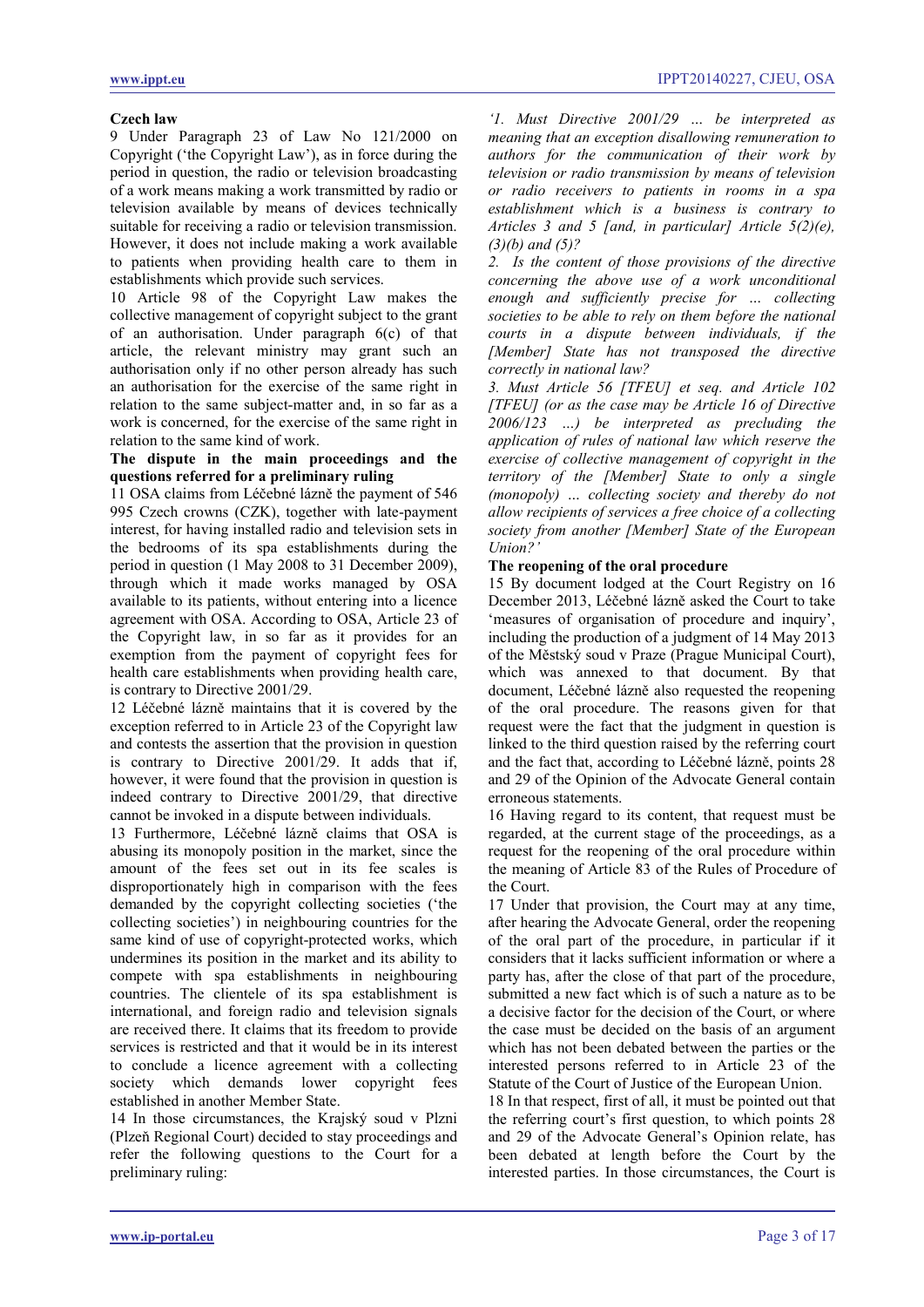**Czech law**

9 Under Paragraph 23 of Law No 121/2000 on Copyright ('the Copyright Law'), as in force during the period in question, the radio or television broadcasting of a work means making a work transmitted by radio or television available by means of devices technically suitable for receiving a radio or television transmission. However, it does not include making a work available to patients when providing health care to them in establishments which provide such services.

10 Article 98 of the Copyright Law makes the collective management of copyright subject to the grant of an authorisation. Under paragraph 6(c) of that article, the relevant ministry may grant such an authorisation only if no other person already has such an authorisation for the exercise of the same right in relation to the same subject-matter and, in so far as a work is concerned, for the exercise of the same right in relation to the same kind of work.

**The dispute in the main proceedings and the questions referred for a preliminary ruling**

11 OSA claims from Léčebné lázně the payment of 546 995 Czech crowns (CZK), together with late-payment interest, for having installed radio and television sets in the bedrooms of its spa establishments during the period in question (1 May 2008 to 31 December 2009), through which it made works managed by OSA available to its patients, without entering into a licence agreement with OSA. According to OSA, Article 23 of the Copyright law, in so far as it provides for an exemption from the payment of copyright fees for health care establishments when providing health care, is contrary to Directive 2001/29.

12 Léčebné lázně maintains that it is covered by the exception referred to in Article 23 of the Copyright law and contests the assertion that the provision in question is contrary to Directive 2001/29. It adds that if, however, it were found that the provision in question is indeed contrary to Directive 2001/29, that directive cannot be invoked in a dispute between individuals.

13 Furthermore, Léčebné lázně claims that OSA is abusing its monopoly position in the market, since the amount of the fees set out in its fee scales is disproportionately high in comparison with the fees demanded by the copyright collecting societies ('the collecting societies') in neighbouring countries for the same kind of use of copyright-protected works, which undermines its position in the market and its ability to compete with spa establishments in neighbouring countries. The clientele of its spa establishment is international, and foreign radio and television signals are received there. It claims that its freedom to provide services is restricted and that it would be in its interest to conclude a licence agreement with a collecting society which demands lower copyright fees established in another Member State.

14 In those circumstances, the Krajský soud v Plzni (Plzeň Regional Court) decided to stay proceedings and refer the following questions to the Court for a preliminary ruling:

*'1. Must Directive 2001/29 … be interpreted as meaning that an exception disallowing remuneration to authors for the communication of their work by television or radio transmission by means of television or radio receivers to patients in rooms in a spa establishment which is a business is contrary to Articles 3 and 5 [and, in particular] Article 5(2)(e), (3)(b) and (5)?*

*2. Is the content of those provisions of the directive concerning the above use of a work unconditional enough and sufficiently precise for … collecting societies to be able to rely on them before the national courts in a dispute between individuals, if the [Member] State has not transposed the directive correctly in national law?*

*3. Must Article 56 [TFEU] et seq. and Article 102 [TFEU] (or as the case may be Article 16 of Directive 2006/123 …) be interpreted as precluding the application of rules of national law which reserve the exercise of collective management of copyright in the territory of the [Member] State to only a single (monopoly) … collecting society and thereby do not allow recipients of services a free choice of a collecting society from another [Member] State of the European Union?'*

**The reopening of the oral procedure**

15 By document lodged at the Court Registry on 16 December 2013, Léčebné lázně asked the Court to take 'measures of organisation of procedure and inquiry', including the production of a judgment of 14 May 2013 of the Městský soud v Praze (Prague Municipal Court), which was annexed to that document. By that document, Léčebné lázně also requested the reopening of the oral procedure. The reasons given for that request were the fact that the judgment in question is linked to the third question raised by the referring court and the fact that, according to Léčebné lázně, points 28 and 29 of the Opinion of the Advocate General contain erroneous statements.

16 Having regard to its content, that request must be regarded, at the current stage of the proceedings, as a request for the reopening of the oral procedure within the meaning of Article 83 of the Rules of Procedure of the Court.

17 Under that provision, the Court may at any time, after hearing the Advocate General, order the reopening of the oral part of the procedure, in particular if it considers that it lacks sufficient information or where a party has, after the close of that part of the procedure, submitted a new fact which is of such a nature as to be a decisive factor for the decision of the Court, or where the case must be decided on the basis of an argument which has not been debated between the parties or the interested persons referred to in Article 23 of the Statute of the Court of Justice of the European Union.

18 In that respect, first of all, it must be pointed out that the referring court's first question, to which points 28 and 29 of the Advocate General's Opinion relate, has been debated at length before the Court by the interested parties. In those circumstances, the Court is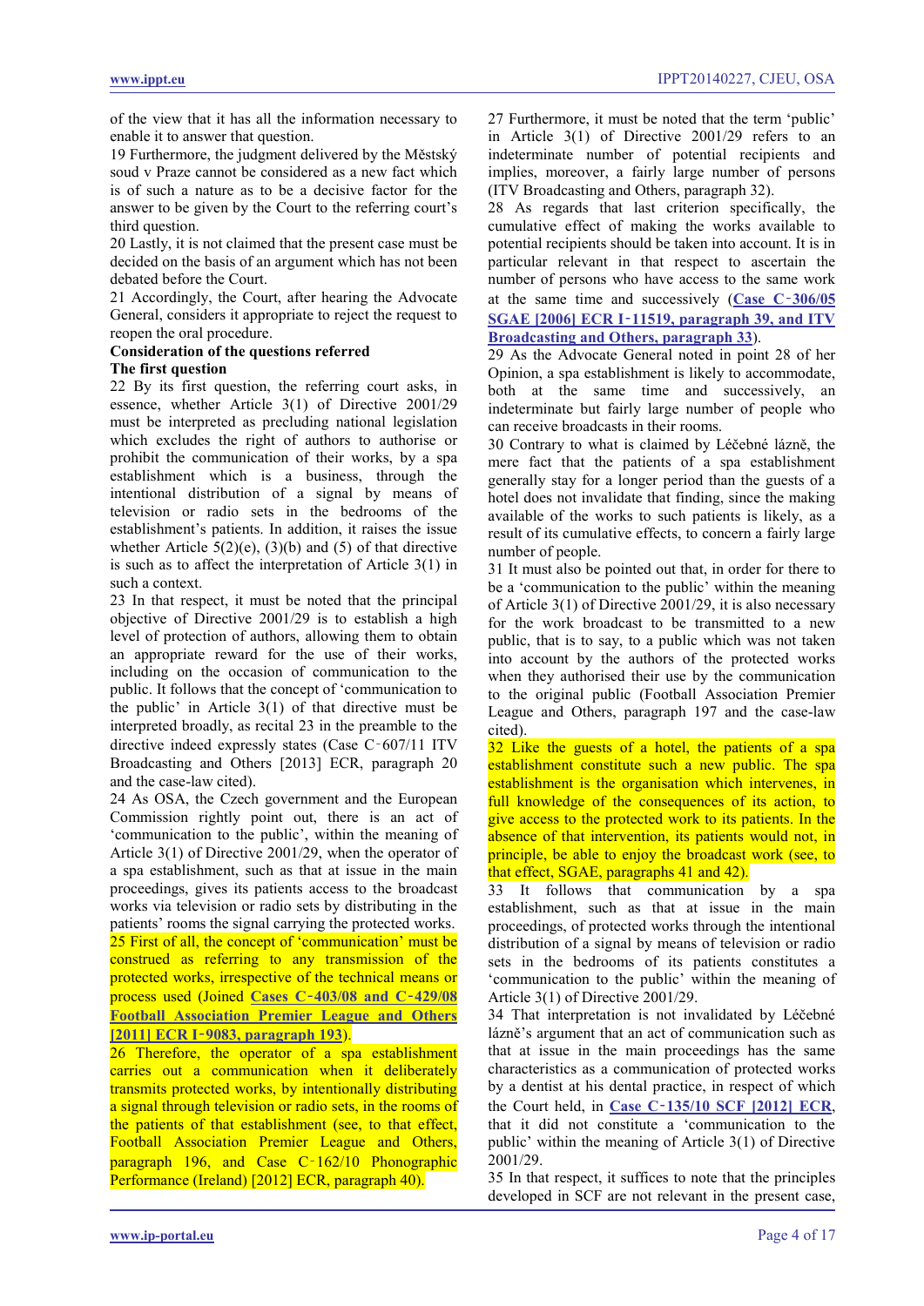of the view that it has all the information necessary to enable it to answer that question.

19 Furthermore, the judgment delivered by the Městský soud v Praze cannot be considered as a new fact which is of such a nature as to be a decisive factor for the answer to be given by the Court to the referring court's third question.

20 Lastly, it is not claimed that the present case must be decided on the basis of an argument which has not been debated before the Court.

21 Accordingly, the Court, after hearing the Advocate General, considers it appropriate to reject the request to reopen the oral procedure.

**Consideration of the questions referred**

**The first question**

22 By its first question, the referring court asks, in essence, whether Article 3(1) of Directive 2001/29 must be interpreted as precluding national legislation which excludes the right of authors to authorise or prohibit the communication of their works, by a spa establishment which is a business, through the intentional distribution of a signal by means of television or radio sets in the bedrooms of the establishment's patients. In addition, it raises the issue whether Article 5(2)(e), (3)(b) and (5) of that directive is such as to affect the interpretation of Article 3(1) in such a context.

23 In that respect, it must be noted that the principal objective of Directive 2001/29 is to establish a high level of protection of authors, allowing them to obtain an appropriate reward for the use of their works, including on the occasion of communication to the public. It follows that the concept of 'communication to the public' in Article 3(1) of that directive must be interpreted broadly, as recital 23 in the preamble to the directive indeed expressly states (Case C‑607/11 ITV Broadcasting and Others [2013] ECR, paragraph 20 and the case-law cited).

24 As OSA, the Czech government and the European Commission rightly point out, there is an act of 'communication to the public', within the meaning of Article 3(1) of Directive 2001/29, when the operator of a spa establishment, such as that at issue in the main proceedings, gives its patients access to the broadcast works via television or radio sets by distributing in the patients' rooms the signal carrying the protected works.

25 First of all, the concept of 'communication' must be construed as referring to any transmission of the protected works, irrespective of the technical means or process used (Joined **Cases C‑403/08 and C‑429/08 Football Association Premier League and Others [2011] ECR I‑9083, paragraph 193**).

26 Therefore, the operator of a spa establishment carries out a communication when it deliberately transmits protected works, by intentionally distributing a signal through television or radio sets, in the rooms of the patients of that establishment (see, to that effect, Football Association Premier League and Others, paragraph 196, and Case C‑162/10 Phonographic Performance (Ireland) [2012] ECR, paragraph 40).

27 Furthermore, it must be noted that the term 'public' in Article 3(1) of Directive 2001/29 refers to an indeterminate number of potential recipients and implies, moreover, a fairly large number of persons (ITV Broadcasting and Others, paragraph 32).

28 As regards that last criterion specifically, the cumulative effect of making the works available to potential recipients should be taken into account. It is in particular relevant in that respect to ascertain the number of persons who have access to the same work at the same time and successively (**Case C‑306/05 SGAE [2006] ECR I‑11519, paragraph 39, and ITV Broadcasting and Others, paragraph 33**).

29 As the Advocate General noted in point 28 of her Opinion, a spa establishment is likely to accommodate, both at the same time and successively, an indeterminate but fairly large number of people who can receive broadcasts in their rooms.

30 Contrary to what is claimed by Léčebné lázně, the mere fact that the patients of a spa establishment generally stay for a longer period than the guests of a hotel does not invalidate that finding, since the making available of the works to such patients is likely, as a result of its cumulative effects, to concern a fairly large number of people.

31 It must also be pointed out that, in order for there to be a 'communication to the public' within the meaning of Article 3(1) of Directive 2001/29, it is also necessary for the work broadcast to be transmitted to a new public, that is to say, to a public which was not taken into account by the authors of the protected works when they authorised their use by the communication to the original public (Football Association Premier League and Others, paragraph 197 and the case-law cited).

32 Like the guests of a hotel, the patients of a spa establishment constitute such a new public. The spa establishment is the organisation which intervenes, in full knowledge of the consequences of its action, to give access to the protected work to its patients. In the absence of that intervention, its patients would not, in principle, be able to enjoy the broadcast work (see, to that effect, SGAE, paragraphs 41 and 42).

33 It follows that communication by a spa establishment, such as that at issue in the main proceedings, of protected works through the intentional distribution of a signal by means of television or radio sets in the bedrooms of its patients constitutes a 'communication to the public' within the meaning of Article 3(1) of Directive 2001/29.

34 That interpretation is not invalidated by Léčebné lázně's argument that an act of communication such as that at issue in the main proceedings has the same characteristics as a communication of protected works by a dentist at his dental practice, in respect of which the Court held, in **Case C‑135/10 SCF [2012] ECR**, that it did not constitute a 'communication to the public' within the meaning of Article 3(1) of Directive 2001/29.

35 In that respect, it suffices to note that the principles developed in SCF are not relevant in the present case,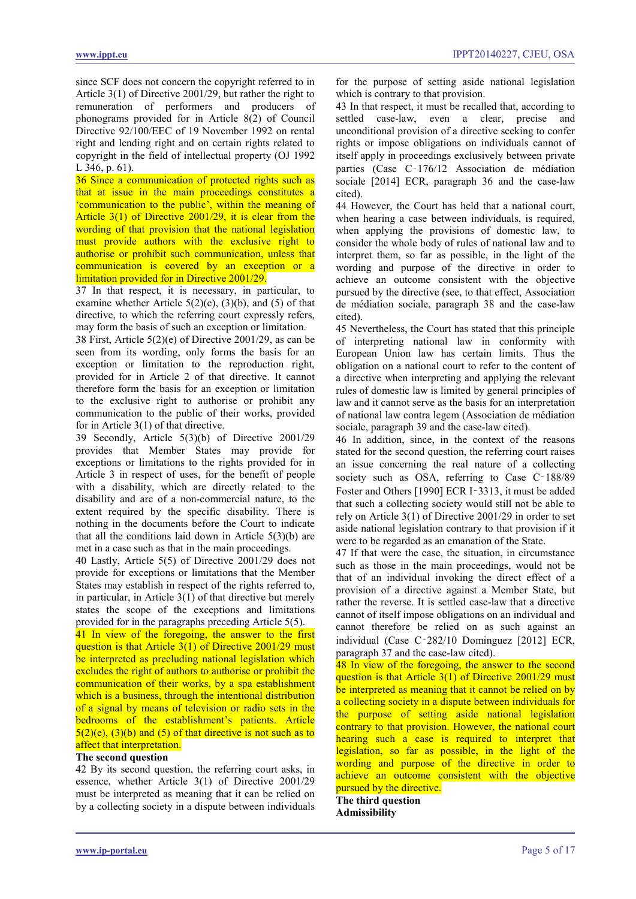since SCF does not concern the copyright referred to in Article 3(1) of Directive 2001/29, but rather the right to remuneration of performers and producers of phonograms provided for in Article 8(2) of Council Directive 92/100/EEC of 19 November 1992 on rental right and lending right and on certain rights related to copyright in the field of intellectual property (OJ 1992 L 346, p. 61).

36 Since a communication of protected rights such as that at issue in the main proceedings constitutes a 'communication to the public', within the meaning of Article 3(1) of Directive 2001/29, it is clear from the wording of that provision that the national legislation must provide authors with the exclusive right to authorise or prohibit such communication, unless that communication is covered by an exception or a limitation provided for in Directive 2001/29.

37 In that respect, it is necessary, in particular, to examine whether Article 5(2)(e), (3)(b), and (5) of that directive, to which the referring court expressly refers, may form the basis of such an exception or limitation.

38 First, Article 5(2)(e) of Directive 2001/29, as can be seen from its wording, only forms the basis for an exception or limitation to the reproduction right, provided for in Article 2 of that directive. It cannot therefore form the basis for an exception or limitation to the exclusive right to authorise or prohibit any communication to the public of their works, provided for in Article 3(1) of that directive.

39 Secondly, Article 5(3)(b) of Directive 2001/29 provides that Member States may provide for exceptions or limitations to the rights provided for in Article 3 in respect of uses, for the benefit of people with a disability, which are directly related to the disability and are of a non-commercial nature, to the extent required by the specific disability. There is nothing in the documents before the Court to indicate that all the conditions laid down in Article 5(3)(b) are met in a case such as that in the main proceedings.

40 Lastly, Article 5(5) of Directive 2001/29 does not provide for exceptions or limitations that the Member States may establish in respect of the rights referred to, in particular, in Article 3(1) of that directive but merely states the scope of the exceptions and limitations provided for in the paragraphs preceding Article 5(5).

41 In view of the foregoing, the answer to the first question is that Article 3(1) of Directive 2001/29 must be interpreted as precluding national legislation which excludes the right of authors to authorise or prohibit the communication of their works, by a spa establishment which is a business, through the intentional distribution of a signal by means of television or radio sets in the bedrooms of the establishment's patients. Article 5(2)(e), (3)(b) and (5) of that directive is not such as to affect that interpretation.

**The second question**

42 By its second question, the referring court asks, in essence, whether Article 3(1) of Directive 2001/29 must be interpreted as meaning that it can be relied on by a collecting society in a dispute between individuals for the purpose of setting aside national legislation which is contrary to that provision.

43 In that respect, it must be recalled that, according to settled case-law, even a clear, precise and unconditional provision of a directive seeking to confer rights or impose obligations on individuals cannot of itself apply in proceedings exclusively between private parties (Case C‑176/12 Association de médiation sociale [2014] ECR, paragraph 36 and the case-law cited).

44 However, the Court has held that a national court, when hearing a case between individuals, is required, when applying the provisions of domestic law, to consider the whole body of rules of national law and to interpret them, so far as possible, in the light of the wording and purpose of the directive in order to achieve an outcome consistent with the objective pursued by the directive (see, to that effect, Association de médiation sociale, paragraph 38 and the case-law cited).

45 Nevertheless, the Court has stated that this principle of interpreting national law in conformity with European Union law has certain limits. Thus the obligation on a national court to refer to the content of a directive when interpreting and applying the relevant rules of domestic law is limited by general principles of law and it cannot serve as the basis for an interpretation of national law contra legem (Association de médiation sociale, paragraph 39 and the case-law cited).

46 In addition, since, in the context of the reasons stated for the second question, the referring court raises an issue concerning the real nature of a collecting society such as OSA, referring to Case C‑188/89 Foster and Others [1990] ECR I‑3313, it must be added that such a collecting society would still not be able to rely on Article 3(1) of Directive 2001/29 in order to set aside national legislation contrary to that provision if it were to be regarded as an emanation of the State.

47 If that were the case, the situation, in circumstance such as those in the main proceedings, would not be that of an individual invoking the direct effect of a provision of a directive against a Member State, but rather the reverse. It is settled case-law that a directive cannot of itself impose obligations on an individual and cannot therefore be relied on as such against an individual (Case C‑282/10 Dominguez [2012] ECR, paragraph 37 and the case-law cited).

48 In view of the foregoing, the answer to the second question is that Article 3(1) of Directive 2001/29 must be interpreted as meaning that it cannot be relied on by a collecting society in a dispute between individuals for the purpose of setting aside national legislation contrary to that provision. However, the national court hearing such a case is required to interpret that legislation, so far as possible, in the light of the wording and purpose of the directive in order to achieve an outcome consistent with the objective pursued by the directive.

**The third question**

**Admissibility**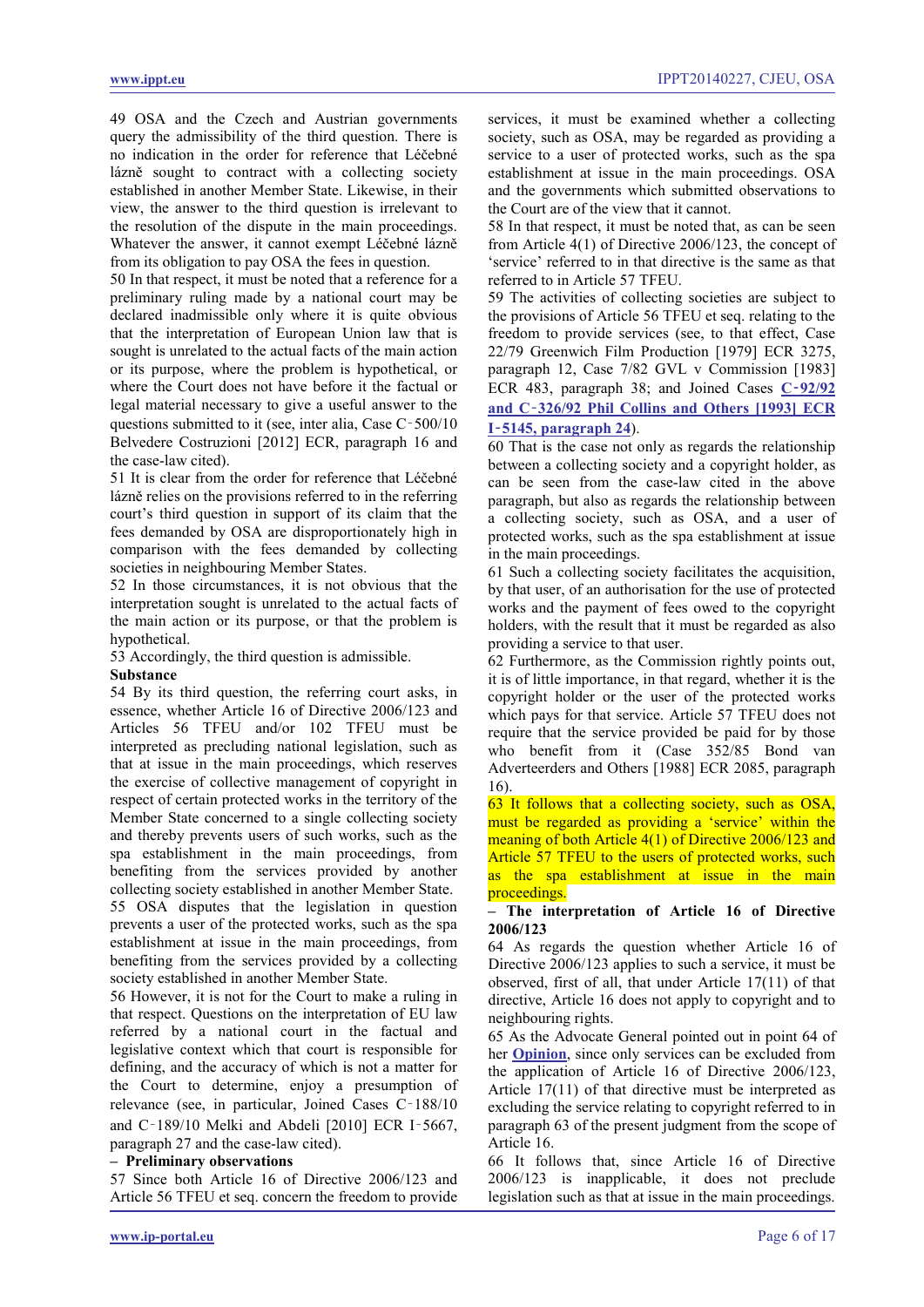49 OSA and the Czech and Austrian governments query the admissibility of the third question. There is no indication in the order for reference that Léčebné lázně sought to contract with a collecting society established in another Member State. Likewise, in their view, the answer to the third question is irrelevant to the resolution of the dispute in the main proceedings. Whatever the answer, it cannot exempt Léčebné lázně from its obligation to pay OSA the fees in question.

50 In that respect, it must be noted that a reference for a preliminary ruling made by a national court may be declared inadmissible only where it is quite obvious that the interpretation of European Union law that is sought is unrelated to the actual facts of the main action or its purpose, where the problem is hypothetical, or where the Court does not have before it the factual or legal material necessary to give a useful answer to the questions submitted to it (see, inter alia, Case C‑500/10 Belvedere Costruzioni [2012] ECR, paragraph 16 and the case-law cited).

51 It is clear from the order for reference that Léčebné lázně relies on the provisions referred to in the referring court's third question in support of its claim that the fees demanded by OSA are disproportionately high in comparison with the fees demanded by collecting societies in neighbouring Member States.

52 In those circumstances, it is not obvious that the interpretation sought is unrelated to the actual facts of the main action or its purpose, or that the problem is hypothetical.

53 Accordingly, the third question is admissible.

**Substance**

54 By its third question, the referring court asks, in essence, whether Article 16 of Directive 2006/123 and Articles 56 TFEU and/or 102 TFEU must be interpreted as precluding national legislation, such as that at issue in the main proceedings, which reserves the exercise of collective management of copyright in respect of certain protected works in the territory of the Member State concerned to a single collecting society and thereby prevents users of such works, such as the spa establishment in the main proceedings, from benefiting from the services provided by another collecting society established in another Member State.

55 OSA disputes that the legislation in question prevents a user of the protected works, such as the spa establishment at issue in the main proceedings, from benefiting from the services provided by a collecting society established in another Member State.

56 However, it is not for the Court to make a ruling in that respect. Questions on the interpretation of EU law referred by a national court in the factual and legislative context which that court is responsible for defining, and the accuracy of which is not a matter for the Court to determine, enjoy a presumption of relevance (see, in particular, Joined Cases C‑188/10 and C‑189/10 Melki and Abdeli [2010] ECR I‑5667, paragraph 27 and the case-law cited).

**– Preliminary observations**

57 Since both Article 16 of Directive 2006/123 and Article 56 TFEU et seq. concern the freedom to provide services, it must be examined whether a collecting society, such as OSA, may be regarded as providing a service to a user of protected works, such as the spa establishment at issue in the main proceedings. OSA and the governments which submitted observations to the Court are of the view that it cannot.

58 In that respect, it must be noted that, as can be seen from Article 4(1) of Directive 2006/123, the concept of 'service' referred to in that directive is the same as that referred to in Article 57 TFEU.

59 The activities of collecting societies are subject to the provisions of Article 56 TFEU et seq. relating to the freedom to provide services (see, to that effect, Case 22/79 Greenwich Film Production [1979] ECR 3275, paragraph 12, Case 7/82 GVL v Commission [1983] ECR 483, paragraph 38; and Joined Cases **C‑92/92 and C‑326/92 Phil Collins and Others [1993] ECR I‑5145, paragraph 24**).

60 That is the case not only as regards the relationship between a collecting society and a copyright holder, as can be seen from the case-law cited in the above paragraph, but also as regards the relationship between a collecting society, such as OSA, and a user of protected works, such as the spa establishment at issue in the main proceedings.

61 Such a collecting society facilitates the acquisition, by that user, of an authorisation for the use of protected works and the payment of fees owed to the copyright holders, with the result that it must be regarded as also providing a service to that user.

62 Furthermore, as the Commission rightly points out, it is of little importance, in that regard, whether it is the copyright holder or the user of the protected works which pays for that service. Article 57 TFEU does not require that the service provided be paid for by those who benefit from it (Case 352/85 Bond van Adverteerders and Others [1988] ECR 2085, paragraph 16).

63 It follows that a collecting society, such as OSA, must be regarded as providing a 'service' within the meaning of both Article 4(1) of Directive 2006/123 and Article 57 TFEU to the users of protected works, such as the spa establishment at issue in the main proceedings.

**– The interpretation of Article 16 of Directive 2006/123**

64 As regards the question whether Article 16 of Directive 2006/123 applies to such a service, it must be observed, first of all, that under Article 17(11) of that directive, Article 16 does not apply to copyright and to neighbouring rights.

65 As the Advocate General pointed out in point 64 of her **Opinion**, since only services can be excluded from the application of Article 16 of Directive 2006/123, Article 17(11) of that directive must be interpreted as excluding the service relating to copyright referred to in paragraph 63 of the present judgment from the scope of Article 16.

66 It follows that, since Article 16 of Directive 2006/123 is inapplicable, it does not preclude legislation such as that at issue in the main proceedings.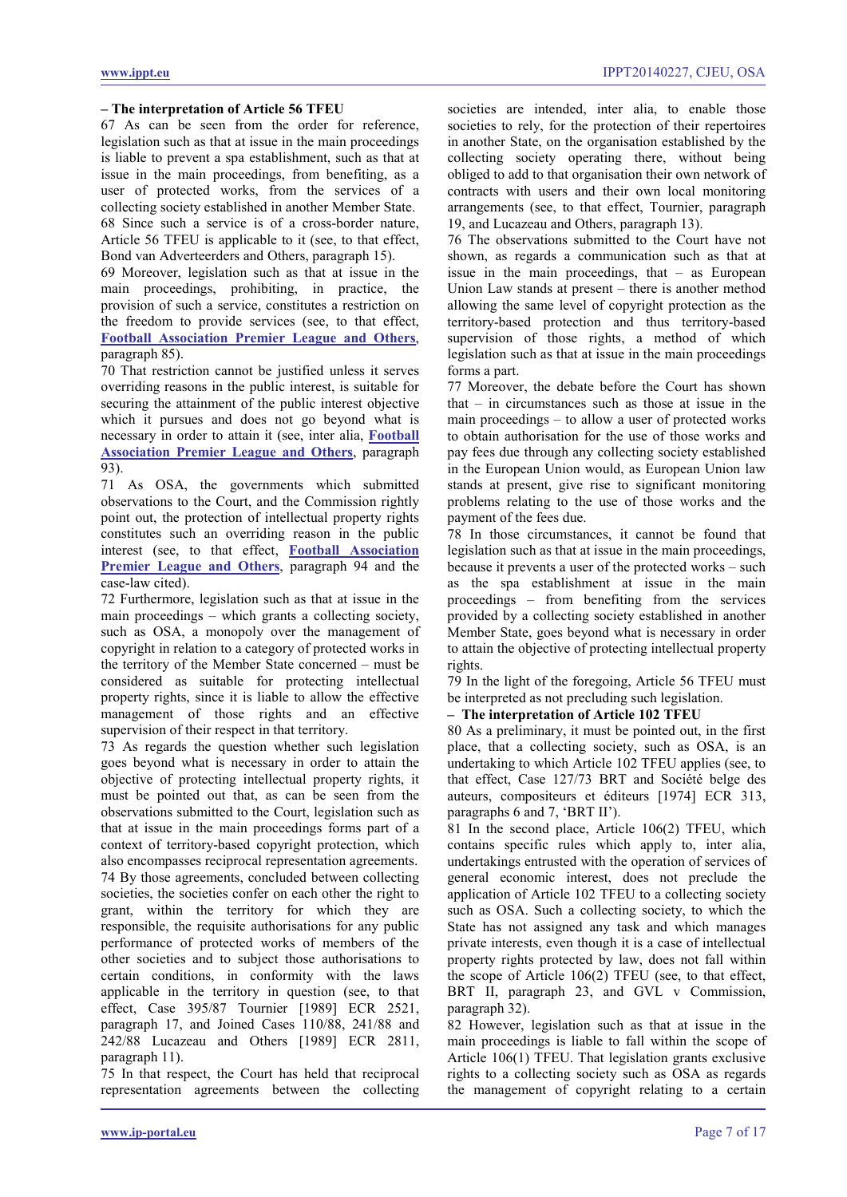**– The interpretation of Article 56 TFEU**

67 As can be seen from the order for reference, legislation such as that at issue in the main proceedings is liable to prevent a spa establishment, such as that at issue in the main proceedings, from benefiting, as a user of protected works, from the services of a collecting society established in another Member State.

68 Since such a service is of a cross-border nature, Article 56 TFEU is applicable to it (see, to that effect, Bond van Adverteerders and Others, paragraph 15).

69 Moreover, legislation such as that at issue in the main proceedings, prohibiting, in practice, the provision of such a service, constitutes a restriction on the freedom to provide services (see, to that effect, **Football Association Premier League and Others**, paragraph 85).

70 That restriction cannot be justified unless it serves overriding reasons in the public interest, is suitable for securing the attainment of the public interest objective which it pursues and does not go beyond what is necessary in order to attain it (see, inter alia, **Football Association Premier League and Others**, paragraph 93).

71 As OSA, the governments which submitted observations to the Court, and the Commission rightly point out, the protection of intellectual property rights constitutes such an overriding reason in the public interest (see, to that effect, **Football Association Premier League and Others**, paragraph 94 and the case-law cited).

72 Furthermore, legislation such as that at issue in the main proceedings – which grants a collecting society, such as OSA, a monopoly over the management of copyright in relation to a category of protected works in the territory of the Member State concerned – must be considered as suitable for protecting intellectual property rights, since it is liable to allow the effective management of those rights and an effective supervision of their respect in that territory.

73 As regards the question whether such legislation goes beyond what is necessary in order to attain the objective of protecting intellectual property rights, it must be pointed out that, as can be seen from the observations submitted to the Court, legislation such as that at issue in the main proceedings forms part of a context of territory-based copyright protection, which also encompasses reciprocal representation agreements.

74 By those agreements, concluded between collecting societies, the societies confer on each other the right to grant, within the territory for which they are responsible, the requisite authorisations for any public performance of protected works of members of the other societies and to subject those authorisations to certain conditions, in conformity with the laws applicable in the territory in question (see, to that effect, Case 395/87 Tournier [1989] ECR 2521, paragraph 17, and Joined Cases 110/88, 241/88 and 242/88 Lucazeau and Others [1989] ECR 2811, paragraph 11).

75 In that respect, the Court has held that reciprocal representation agreements between the collecting societies are intended, inter alia, to enable those societies to rely, for the protection of their repertoires in another State, on the organisation established by the collecting society operating there, without being obliged to add to that organisation their own network of contracts with users and their own local monitoring arrangements (see, to that effect, Tournier, paragraph 19, and Lucazeau and Others, paragraph 13).

76 The observations submitted to the Court have not shown, as regards a communication such as that at issue in the main proceedings, that – as European Union Law stands at present – there is another method allowing the same level of copyright protection as the territory-based protection and thus territory-based supervision of those rights, a method of which legislation such as that at issue in the main proceedings forms a part.

77 Moreover, the debate before the Court has shown that – in circumstances such as those at issue in the main proceedings – to allow a user of protected works to obtain authorisation for the use of those works and pay fees due through any collecting society established in the European Union would, as European Union law stands at present, give rise to significant monitoring problems relating to the use of those works and the payment of the fees due.

78 In those circumstances, it cannot be found that legislation such as that at issue in the main proceedings, because it prevents a user of the protected works – such as the spa establishment at issue in the main proceedings – from benefiting from the services provided by a collecting society established in another Member State, goes beyond what is necessary in order to attain the objective of protecting intellectual property rights.

79 In the light of the foregoing, Article 56 TFEU must be interpreted as not precluding such legislation.

**– The interpretation of Article 102 TFEU**

80 As a preliminary, it must be pointed out, in the first place, that a collecting society, such as OSA, is an undertaking to which Article 102 TFEU applies (see, to that effect, Case 127/73 BRT and Société belge des auteurs, compositeurs et éditeurs [1974] ECR 313, paragraphs 6 and 7, 'BRT II').

81 In the second place, Article 106(2) TFEU, which contains specific rules which apply to, inter alia, undertakings entrusted with the operation of services of general economic interest, does not preclude the application of Article 102 TFEU to a collecting society such as OSA. Such a collecting society, to which the State has not assigned any task and which manages private interests, even though it is a case of intellectual property rights protected by law, does not fall within the scope of Article 106(2) TFEU (see, to that effect, BRT II, paragraph 23, and GVL v Commission, paragraph 32).

82 However, legislation such as that at issue in the main proceedings is liable to fall within the scope of Article 106(1) TFEU. That legislation grants exclusive rights to a collecting society such as OSA as regards the management of copyright relating to a certain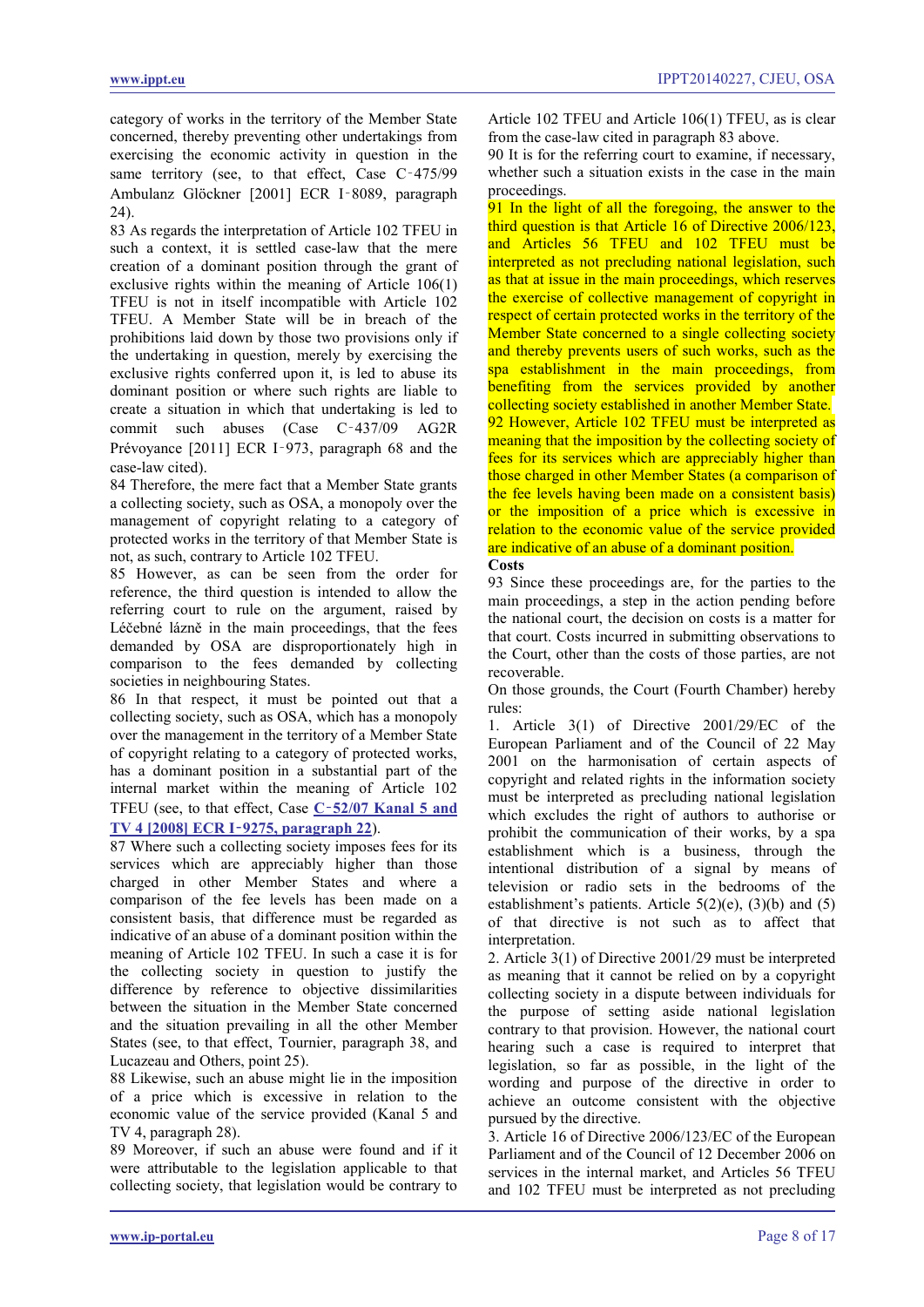category of works in the territory of the Member State concerned, thereby preventing other undertakings from exercising the economic activity in question in the same territory (see, to that effect, Case C‑475/99 Ambulanz Glöckner [2001] ECR I‑8089, paragraph 24).

83 As regards the interpretation of Article 102 TFEU in such a context, it is settled case-law that the mere creation of a dominant position through the grant of exclusive rights within the meaning of Article 106(1) TFEU is not in itself incompatible with Article 102 TFEU. A Member State will be in breach of the prohibitions laid down by those two provisions only if the undertaking in question, merely by exercising the exclusive rights conferred upon it, is led to abuse its dominant position or where such rights are liable to create a situation in which that undertaking is led to commit such abuses (Case C‑437/09 AG2R Prévoyance [2011] ECR I‑973, paragraph 68 and the case-law cited).

84 Therefore, the mere fact that a Member State grants a collecting society, such as OSA, a monopoly over the management of copyright relating to a category of protected works in the territory of that Member State is not, as such, contrary to Article 102 TFEU.

85 However, as can be seen from the order for reference, the third question is intended to allow the referring court to rule on the argument, raised by Léčebné lázně in the main proceedings, that the fees demanded by OSA are disproportionately high in comparison to the fees demanded by collecting societies in neighbouring States.

86 In that respect, it must be pointed out that a collecting society, such as OSA, which has a monopoly over the management in the territory of a Member State of copyright relating to a category of protected works, has a dominant position in a substantial part of the internal market within the meaning of Article 102 TFEU (see, to that effect, Case **C‑52/07 Kanal 5 and TV 4 [2008] ECR I‑9275, paragraph 22**).

87 Where such a collecting society imposes fees for its services which are appreciably higher than those charged in other Member States and where a comparison of the fee levels has been made on a consistent basis, that difference must be regarded as indicative of an abuse of a dominant position within the meaning of Article 102 TFEU. In such a case it is for the collecting society in question to justify the difference by reference to objective dissimilarities between the situation in the Member State concerned and the situation prevailing in all the other Member States (see, to that effect, Tournier, paragraph 38, and Lucazeau and Others, point 25).

88 Likewise, such an abuse might lie in the imposition of a price which is excessive in relation to the economic value of the service provided (Kanal 5 and TV 4, paragraph 28).

89 Moreover, if such an abuse were found and if it were attributable to the legislation applicable to that collecting society, that legislation would be contrary to Article 102 TFEU and Article 106(1) TFEU, as is clear from the case-law cited in paragraph 83 above.

90 It is for the referring court to examine, if necessary, whether such a situation exists in the case in the main proceedings.

91 In the light of all the foregoing, the answer to the third question is that Article 16 of Directive 2006/123, and Articles 56 TFEU and 102 TFEU must be interpreted as not precluding national legislation, such as that at issue in the main proceedings, which reserves the exercise of collective management of copyright in respect of certain protected works in the territory of the Member State concerned to a single collecting society and thereby prevents users of such works, such as the spa establishment in the main proceedings, from benefiting from the services provided by another collecting society established in another Member State.

92 However, Article 102 TFEU must be interpreted as meaning that the imposition by the collecting society of fees for its services which are appreciably higher than those charged in other Member States (a comparison of the fee levels having been made on a consistent basis) or the imposition of a price which is excessive in relation to the economic value of the service provided are indicative of an abuse of a dominant position.

**Costs**

93 Since these proceedings are, for the parties to the main proceedings, a step in the action pending before the national court, the decision on costs is a matter for that court. Costs incurred in submitting observations to the Court, other than the costs of those parties, are not recoverable.

On those grounds, the Court (Fourth Chamber) hereby rules:

1. Article 3(1) of Directive 2001/29/EC of the European Parliament and of the Council of 22 May 2001 on the harmonisation of certain aspects of copyright and related rights in the information society must be interpreted as precluding national legislation which excludes the right of authors to authorise or prohibit the communication of their works, by a spa establishment which is a business, through the intentional distribution of a signal by means of television or radio sets in the bedrooms of the establishment's patients. Article 5(2)(e), (3)(b) and (5) of that directive is not such as to affect that interpretation.

2. Article 3(1) of Directive 2001/29 must be interpreted as meaning that it cannot be relied on by a copyright collecting society in a dispute between individuals for the purpose of setting aside national legislation contrary to that provision. However, the national court hearing such a case is required to interpret that legislation, so far as possible, in the light of the wording and purpose of the directive in order to achieve an outcome consistent with the objective pursued by the directive.

3. Article 16 of Directive 2006/123/EC of the European Parliament and of the Council of 12 December 2006 on services in the internal market, and Articles 56 TFEU and 102 TFEU must be interpreted as not precluding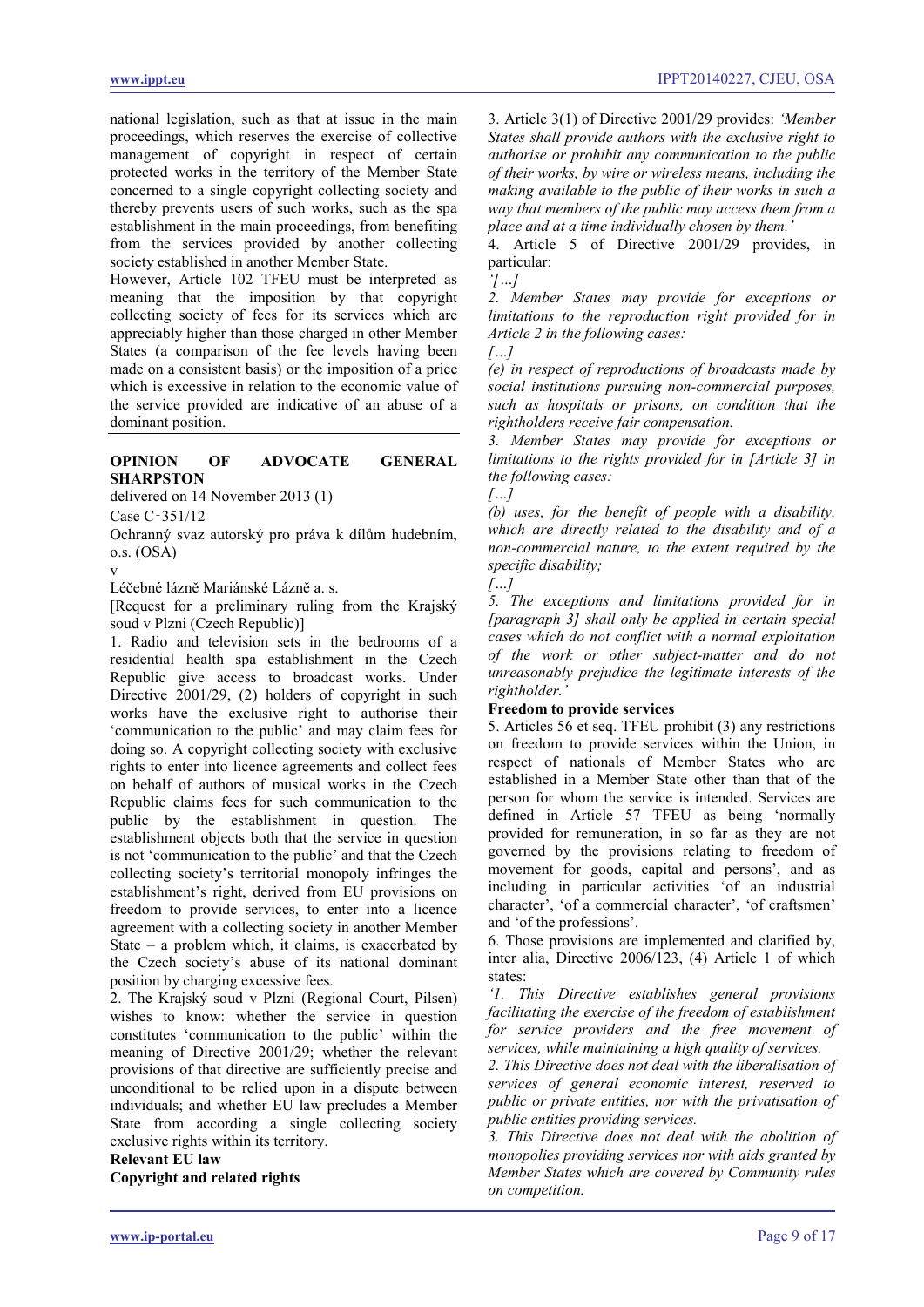national legislation, such as that at issue in the main proceedings, which reserves the exercise of collective management of copyright in respect of certain protected works in the territory of the Member State concerned to a single copyright collecting society and thereby prevents users of such works, such as the spa establishment in the main proceedings, from benefiting from the services provided by another collecting society established in another Member State.

However, Article 102 TFEU must be interpreted as meaning that the imposition by that copyright collecting society of fees for its services which are appreciably higher than those charged in other Member States (a comparison of the fee levels having been made on a consistent basis) or the imposition of a price which is excessive in relation to the economic value of the service provided are indicative of an abuse of a dominant position.

---

## OPINION OF ADVOCATE GENERAL SHARPSTON

delivered on 14 November 2013 (1)

Case C‑351/12

Ochranný svaz autorský pro práva k dílům hudebním, o.s. (OSA)

v

Léčebné lázně Mariánské Lázně a. s.

[Request for a preliminary ruling from the Krajský soud v Plzni (Czech Republic)]

1. Radio and television sets in the bedrooms of a residential health spa establishment in the Czech Republic give access to broadcast works. Under Directive 2001/29, (2) holders of copyright in such works have the exclusive right to authorise their 'communication to the public' and may claim fees for doing so. A copyright collecting society with exclusive rights to enter into licence agreements and collect fees on behalf of authors of musical works in the Czech Republic claims fees for such communication to the public by the establishment in question. The establishment objects both that the service in question is not 'communication to the public' and that the Czech collecting society's territorial monopoly infringes the establishment's right, derived from EU provisions on freedom to provide services, to enter into a licence agreement with a collecting society in another Member State – a problem which, it claims, is exacerbated by the Czech society's abuse of its national dominant position by charging excessive fees.

2. The Krajský soud v Plzni (Regional Court, Pilsen) wishes to know: whether the service in question constitutes 'communication to the public' within the meaning of Directive 2001/29; whether the relevant provisions of that directive are sufficiently precise and unconditional to be relied upon in a dispute between individuals; and whether EU law precludes a Member State from according a single collecting society exclusive rights within its territory.

### Relevant EU law

#### Copyright and related rights

3. Article 3(1) of Directive 2001/29 provides: *'Member States shall provide authors with the exclusive right to authorise or prohibit any communication to the public of their works, by wire or wireless means, including the making available to the public of their works in such a way that members of the public may access them from a place and at a time individually chosen by them.'*

4. Article 5 of Directive 2001/29 provides, in particular:

*'[…]*

*2. Member States may provide for exceptions or limitations to the reproduction right provided for in Article 2 in the following cases:*

*[…]*

*(e) in respect of reproductions of broadcasts made by social institutions pursuing non-commercial purposes, such as hospitals or prisons, on condition that the rightholders receive fair compensation.*

*3. Member States may provide for exceptions or limitations to the rights provided for in [Article 3] in the following cases:*

*[…]*

*(b) uses, for the benefit of people with a disability, which are directly related to the disability and of a non-commercial nature, to the extent required by the specific disability;*

*[…]*

*5. The exceptions and limitations provided for in [paragraph 3] shall only be applied in certain special cases which do not conflict with a normal exploitation of the work or other subject-matter and do not unreasonably prejudice the legitimate interests of the rightholder.'*

#### Freedom to provide services

5. Articles 56 et seq. TFEU prohibit (3) any restrictions on freedom to provide services within the Union, in respect of nationals of Member States who are established in a Member State other than that of the person for whom the service is intended. Services are defined in Article 57 TFEU as being 'normally provided for remuneration, in so far as they are not governed by the provisions relating to freedom of movement for goods, capital and persons', and as including in particular activities 'of an industrial character', 'of a commercial character', 'of craftsmen' and 'of the professions'.

6. Those provisions are implemented and clarified by, inter alia, Directive 2006/123, (4) Article 1 of which states:

*'1. This Directive establishes general provisions facilitating the exercise of the freedom of establishment for service providers and the free movement of services, while maintaining a high quality of services.*

*2. This Directive does not deal with the liberalisation of services of general economic interest, reserved to public or private entities, nor with the privatisation of public entities providing services.*

*3. This Directive does not deal with the abolition of monopolies providing services nor with aids granted by Member States which are covered by Community rules on competition.*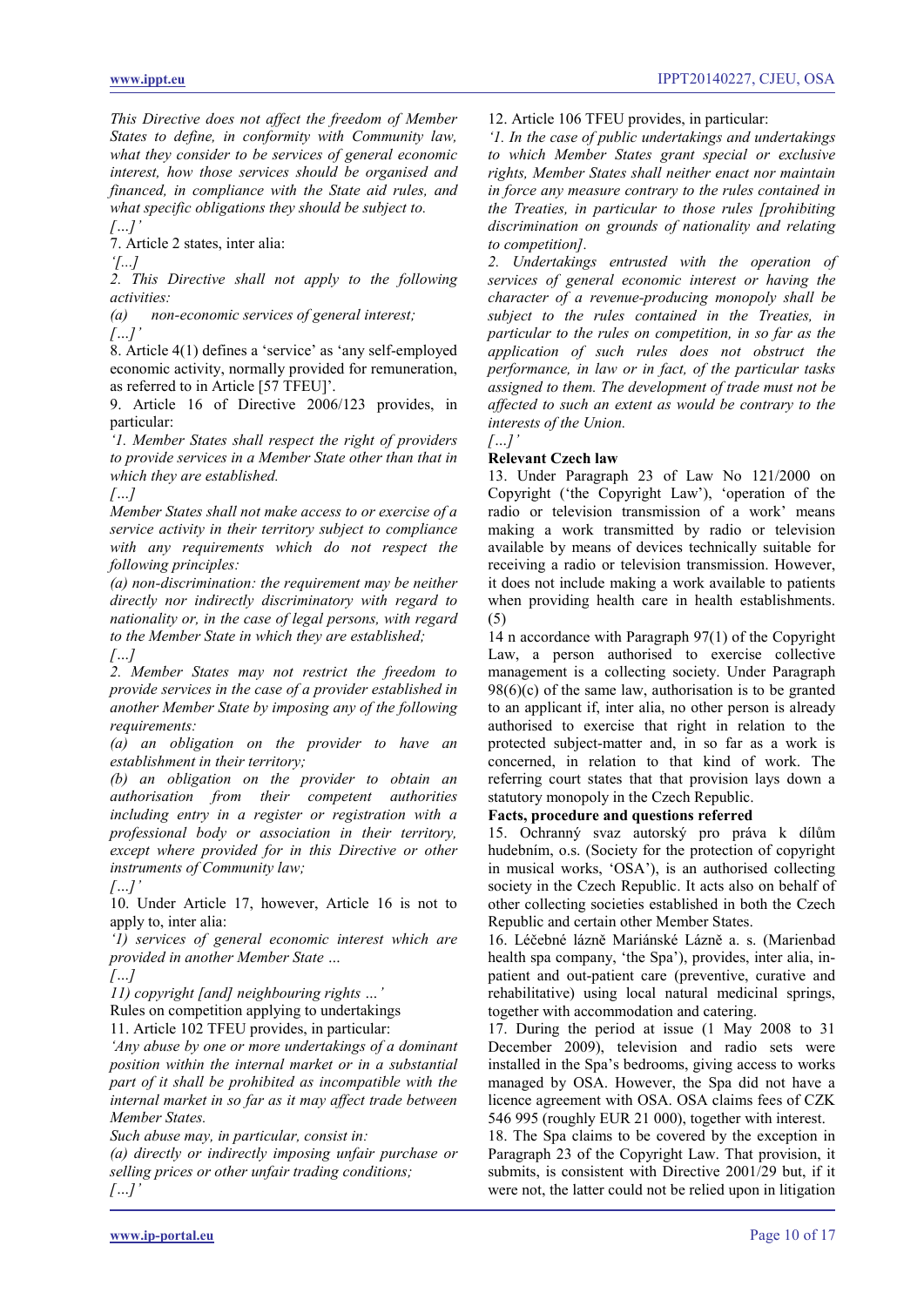*This Directive does not affect the freedom of Member States to define, in conformity with Community law, what they consider to be services of general economic interest, how those services should be organised and financed, in compliance with the State aid rules, and what specific obligations they should be subject to.*

*[…]'*

7. Article 2 states, inter alia:

*'[...]*

*2. This Directive shall not apply to the following activities:*

*(a) non-economic services of general interest;*

*[…]'*

8. Article 4(1) defines a 'service' as 'any self-employed economic activity, normally provided for remuneration, as referred to in Article [57 TFEU]'.

9. Article 16 of Directive 2006/123 provides, in particular:

*'1. Member States shall respect the right of providers to provide services in a Member State other than that in which they are established.*

*[…]*

*Member States shall not make access to or exercise of a service activity in their territory subject to compliance with any requirements which do not respect the following principles:*

*(a) non-discrimination: the requirement may be neither directly nor indirectly discriminatory with regard to nationality or, in the case of legal persons, with regard to the Member State in which they are established;*

*[…]*

*2. Member States may not restrict the freedom to provide services in the case of a provider established in another Member State by imposing any of the following requirements:*

*(a) an obligation on the provider to have an establishment in their territory;*

*(b) an obligation on the provider to obtain an authorisation from their competent authorities including entry in a register or registration with a professional body or association in their territory, except where provided for in this Directive or other instruments of Community law;*

*[…]'*

10. Under Article 17, however, Article 16 is not to apply to, inter alia:

*'1) services of general economic interest which are provided in another Member State …*

*[…]*

*11) copyright [and] neighbouring rights …'*

Rules on competition applying to undertakings

11. Article 102 TFEU provides, in particular:

*'Any abuse by one or more undertakings of a dominant position within the internal market or in a substantial part of it shall be prohibited as incompatible with the internal market in so far as it may affect trade between Member States.*

*Such abuse may, in particular, consist in:*

*(a) directly or indirectly imposing unfair purchase or selling prices or other unfair trading conditions;*

*[…]'*

12. Article 106 TFEU provides, in particular:

*'1. In the case of public undertakings and undertakings to which Member States grant special or exclusive rights, Member States shall neither enact nor maintain in force any measure contrary to the rules contained in the Treaties, in particular to those rules [prohibiting discrimination on grounds of nationality and relating to competition].*

*2. Undertakings entrusted with the operation of services of general economic interest or having the character of a revenue-producing monopoly shall be subject to the rules contained in the Treaties, in particular to the rules on competition, in so far as the application of such rules does not obstruct the performance, in law or in fact, of the particular tasks assigned to them. The development of trade must not be affected to such an extent as would be contrary to the interests of the Union.*

*[…]'*

**Relevant Czech law**

13. Under Paragraph 23 of Law No 121/2000 on Copyright ('the Copyright Law'), 'operation of the radio or television transmission of a work' means making a work transmitted by radio or television available by means of devices technically suitable for receiving a radio or television transmission. However, it does not include making a work available to patients when providing health care in health establishments. (5)

14 n accordance with Paragraph 97(1) of the Copyright Law, a person authorised to exercise collective management is a collecting society. Under Paragraph 98(6)(c) of the same law, authorisation is to be granted to an applicant if, inter alia, no other person is already authorised to exercise that right in relation to the protected subject-matter and, in so far as a work is concerned, in relation to that kind of work. The referring court states that that provision lays down a statutory monopoly in the Czech Republic.

**Facts, procedure and questions referred**

15. Ochranný svaz autorský pro práva k dílům hudebním, o.s. (Society for the protection of copyright in musical works, 'OSA'), is an authorised collecting society in the Czech Republic. It acts also on behalf of other collecting societies established in both the Czech Republic and certain other Member States.

16. Léčebné lázně Mariánské Lázně a. s. (Marienbad health spa company, 'the Spa'), provides, inter alia, in-patient and out-patient care (preventive, curative and rehabilitative) using local natural medicinal springs, together with accommodation and catering.

17. During the period at issue (1 May 2008 to 31 December 2009), television and radio sets were installed in the Spa's bedrooms, giving access to works managed by OSA. However, the Spa did not have a licence agreement with OSA. OSA claims fees of CZK 546 995 (roughly EUR 21 000), together with interest.

18. The Spa claims to be covered by the exception in Paragraph 23 of the Copyright Law. That provision, it submits, is consistent with Directive 2001/29 but, if it were not, the latter could not be relied upon in litigation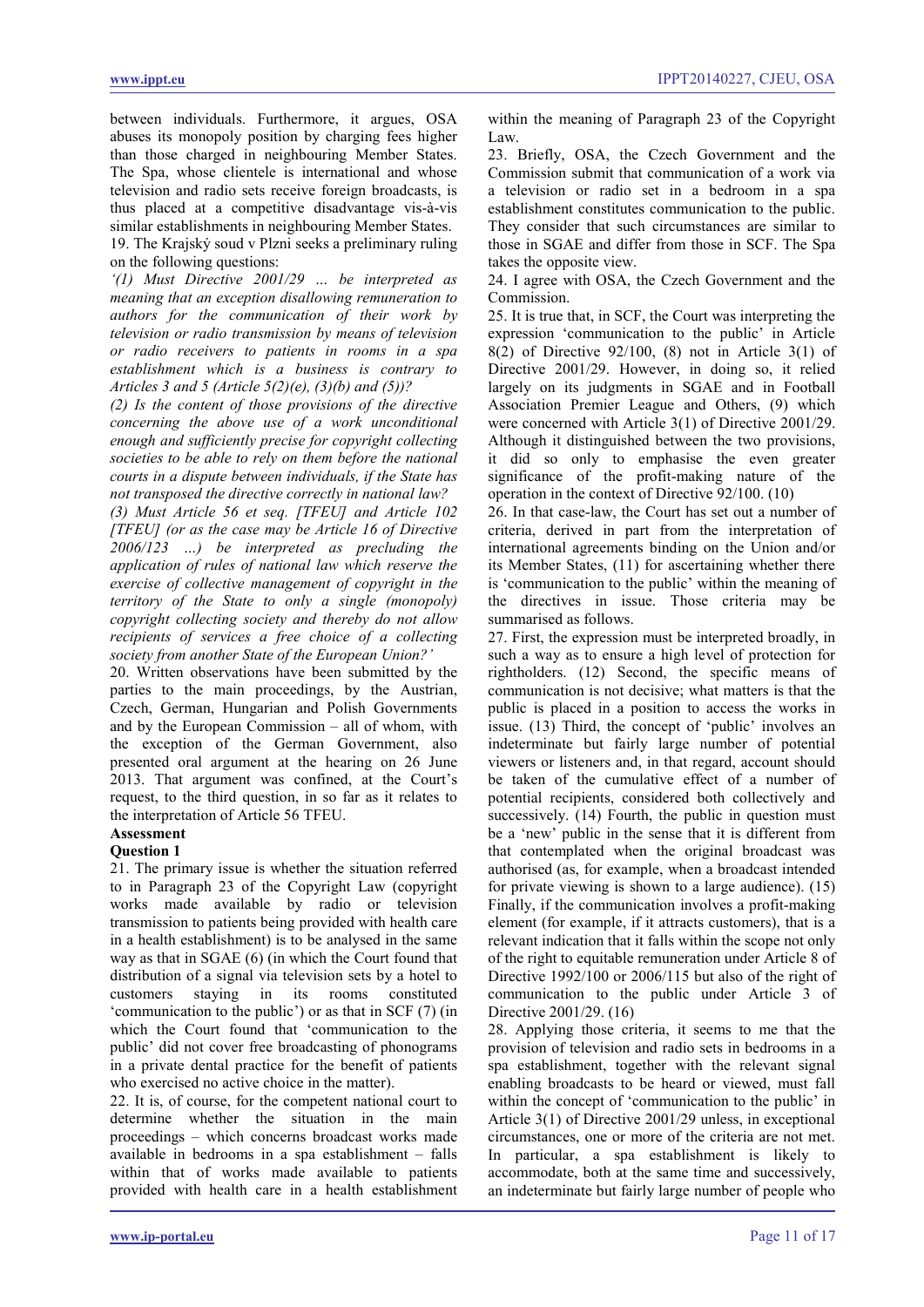between individuals. Furthermore, it argues, OSA abuses its monopoly position by charging fees higher than those charged in neighbouring Member States. The Spa, whose clientele is international and whose television and radio sets receive foreign broadcasts, is thus placed at a competitive disadvantage vis-à-vis similar establishments in neighbouring Member States.

19. The Krajský soud v Plzni seeks a preliminary ruling on the following questions:

*'(1) Must Directive 2001/29 … be interpreted as meaning that an exception disallowing remuneration to authors for the communication of their work by television or radio transmission by means of television or radio receivers to patients in rooms in a spa establishment which is a business is contrary to Articles 3 and 5 (Article 5(2)(e), (3)(b) and (5))?*

*(2) Is the content of those provisions of the directive concerning the above use of a work unconditional enough and sufficiently precise for copyright collecting societies to be able to rely on them before the national courts in a dispute between individuals, if the State has not transposed the directive correctly in national law?*

*(3) Must Article 56 et seq. [TFEU] and Article 102 [TFEU] (or as the case may be Article 16 of Directive 2006/123 …) be interpreted as precluding the application of rules of national law which reserve the exercise of collective management of copyright in the territory of the State to only a single (monopoly) copyright collecting society and thereby do not allow recipients of services a free choice of a collecting society from another State of the European Union?'*

20. Written observations have been submitted by the parties to the main proceedings, by the Austrian, Czech, German, Hungarian and Polish Governments and by the European Commission – all of whom, with the exception of the German Government, also presented oral argument at the hearing on 26 June 2013. That argument was confined, at the Court's request, to the third question, in so far as it relates to the interpretation of Article 56 TFEU.

**Assessment**

**Question 1**

21. The primary issue is whether the situation referred to in Paragraph 23 of the Copyright Law (copyright works made available by radio or television transmission to patients being provided with health care in a health establishment) is to be analysed in the same way as that in SGAE (6) (in which the Court found that distribution of a signal via television sets by a hotel to customers staying in its rooms constituted 'communication to the public') or as that in SCF (7) (in which the Court found that 'communication to the public' did not cover free broadcasting of phonograms in a private dental practice for the benefit of patients who exercised no active choice in the matter).

22. It is, of course, for the competent national court to determine whether the situation in the main proceedings – which concerns broadcast works made available in bedrooms in a spa establishment – falls within that of works made available to patients provided with health care in a health establishment within the meaning of Paragraph 23 of the Copyright Law.

23. Briefly, OSA, the Czech Government and the Commission submit that communication of a work via a television or radio set in a bedroom in a spa establishment constitutes communication to the public. They consider that such circumstances are similar to those in SGAE and differ from those in SCF. The Spa takes the opposite view.

24. I agree with OSA, the Czech Government and the Commission.

25. It is true that, in SCF, the Court was interpreting the expression 'communication to the public' in Article 8(2) of Directive 92/100, (8) not in Article 3(1) of Directive 2001/29. However, in doing so, it relied largely on its judgments in SGAE and in Football Association Premier League and Others, (9) which were concerned with Article 3(1) of Directive 2001/29. Although it distinguished between the two provisions, it did so only to emphasise the even greater significance of the profit-making nature of the operation in the context of Directive 92/100. (10)

26. In that case-law, the Court has set out a number of criteria, derived in part from the interpretation of international agreements binding on the Union and/or its Member States, (11) for ascertaining whether there is 'communication to the public' within the meaning of the directives in issue. Those criteria may be summarised as follows.

27. First, the expression must be interpreted broadly, in such a way as to ensure a high level of protection for rightholders. (12) Second, the specific means of communication is not decisive; what matters is that the public is placed in a position to access the works in issue. (13) Third, the concept of 'public' involves an indeterminate but fairly large number of potential viewers or listeners and, in that regard, account should be taken of the cumulative effect of a number of potential recipients, considered both collectively and successively. (14) Fourth, the public in question must be a 'new' public in the sense that it is different from that contemplated when the original broadcast was authorised (as, for example, when a broadcast intended for private viewing is shown to a large audience). (15) Finally, if the communication involves a profit-making element (for example, if it attracts customers), that is a relevant indication that it falls within the scope not only of the right to equitable remuneration under Article 8 of Directive 1992/100 or 2006/115 but also of the right of communication to the public under Article 3 of Directive 2001/29. (16)

28. Applying those criteria, it seems to me that the provision of television and radio sets in bedrooms in a spa establishment, together with the relevant signal enabling broadcasts to be heard or viewed, must fall within the concept of 'communication to the public' in Article 3(1) of Directive 2001/29 unless, in exceptional circumstances, one or more of the criteria are not met. In particular, a spa establishment is likely to accommodate, both at the same time and successively, an indeterminate but fairly large number of people who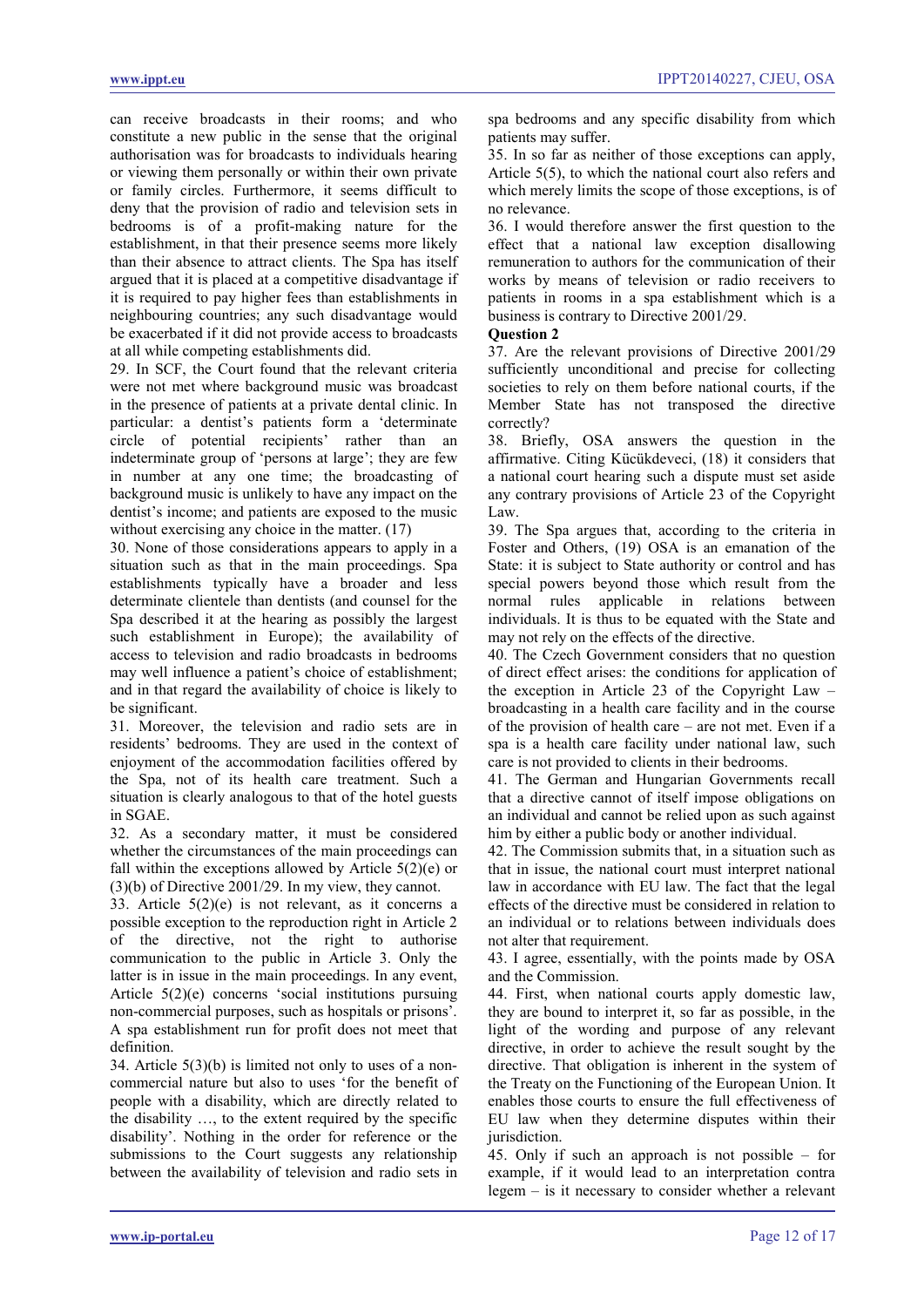can receive broadcasts in their rooms; and who constitute a new public in the sense that the original authorisation was for broadcasts to individuals hearing or viewing them personally or within their own private or family circles. Furthermore, it seems difficult to deny that the provision of radio and television sets in bedrooms is of a profit-making nature for the establishment, in that their presence seems more likely than their absence to attract clients. The Spa has itself argued that it is placed at a competitive disadvantage if it is required to pay higher fees than establishments in neighbouring countries; any such disadvantage would be exacerbated if it did not provide access to broadcasts at all while competing establishments did.

29. In SCF, the Court found that the relevant criteria were not met where background music was broadcast in the presence of patients at a private dental clinic. In particular: a dentist's patients form a 'determinate circle of potential recipients' rather than an indeterminate group of 'persons at large'; they are few in number at any one time; the broadcasting of background music is unlikely to have any impact on the dentist's income; and patients are exposed to the music without exercising any choice in the matter. (17)

30. None of those considerations appears to apply in a situation such as that in the main proceedings. Spa establishments typically have a broader and less determinate clientele than dentists (and counsel for the Spa described it at the hearing as possibly the largest such establishment in Europe); the availability of access to television and radio broadcasts in bedrooms may well influence a patient's choice of establishment; and in that regard the availability of choice is likely to be significant.

31. Moreover, the television and radio sets are in residents' bedrooms. They are used in the context of enjoyment of the accommodation facilities offered by the Spa, not of its health care treatment. Such a situation is clearly analogous to that of the hotel guests in SGAE.

32. As a secondary matter, it must be considered whether the circumstances of the main proceedings can fall within the exceptions allowed by Article 5(2)(e) or (3)(b) of Directive 2001/29. In my view, they cannot.

33. Article 5(2)(e) is not relevant, as it concerns a possible exception to the reproduction right in Article 2 of the directive, not the right to authorise communication to the public in Article 3. Only the latter is in issue in the main proceedings. In any event, Article 5(2)(e) concerns 'social institutions pursuing non-commercial purposes, such as hospitals or prisons'. A spa establishment run for profit does not meet that definition.

34. Article 5(3)(b) is limited not only to uses of a non-commercial nature but also to uses 'for the benefit of people with a disability, which are directly related to the disability …, to the extent required by the specific disability'. Nothing in the order for reference or the submissions to the Court suggests any relationship between the availability of television and radio sets in spa bedrooms and any specific disability from which patients may suffer.

35. In so far as neither of those exceptions can apply, Article 5(5), to which the national court also refers and which merely limits the scope of those exceptions, is of no relevance.

36. I would therefore answer the first question to the effect that a national law exception disallowing remuneration to authors for the communication of their works by means of television or radio receivers to patients in rooms in a spa establishment which is a business is contrary to Directive 2001/29.

**Question 2**

37. Are the relevant provisions of Directive 2001/29 sufficiently unconditional and precise for collecting societies to rely on them before national courts, if the Member State has not transposed the directive correctly?

38. Briefly, OSA answers the question in the affirmative. Citing Kücükdeveci, (18) it considers that a national court hearing such a dispute must set aside any contrary provisions of Article 23 of the Copyright Law.

39. The Spa argues that, according to the criteria in Foster and Others, (19) OSA is an emanation of the State: it is subject to State authority or control and has special powers beyond those which result from the normal rules applicable in relations between individuals. It is thus to be equated with the State and may not rely on the effects of the directive.

40. The Czech Government considers that no question of direct effect arises: the conditions for application of the exception in Article 23 of the Copyright Law – broadcasting in a health care facility and in the course of the provision of health care – are not met. Even if a spa is a health care facility under national law, such care is not provided to clients in their bedrooms.

41. The German and Hungarian Governments recall that a directive cannot of itself impose obligations on an individual and cannot be relied upon as such against him by either a public body or another individual.

42. The Commission submits that, in a situation such as that in issue, the national court must interpret national law in accordance with EU law. The fact that the legal effects of the directive must be considered in relation to an individual or to relations between individuals does not alter that requirement.

43. I agree, essentially, with the points made by OSA and the Commission.

44. First, when national courts apply domestic law, they are bound to interpret it, so far as possible, in the light of the wording and purpose of any relevant directive, in order to achieve the result sought by the directive. That obligation is inherent in the system of the Treaty on the Functioning of the European Union. It enables those courts to ensure the full effectiveness of EU law when they determine disputes within their jurisdiction.

45. Only if such an approach is not possible – for example, if it would lead to an interpretation contra legem – is it necessary to consider whether a relevant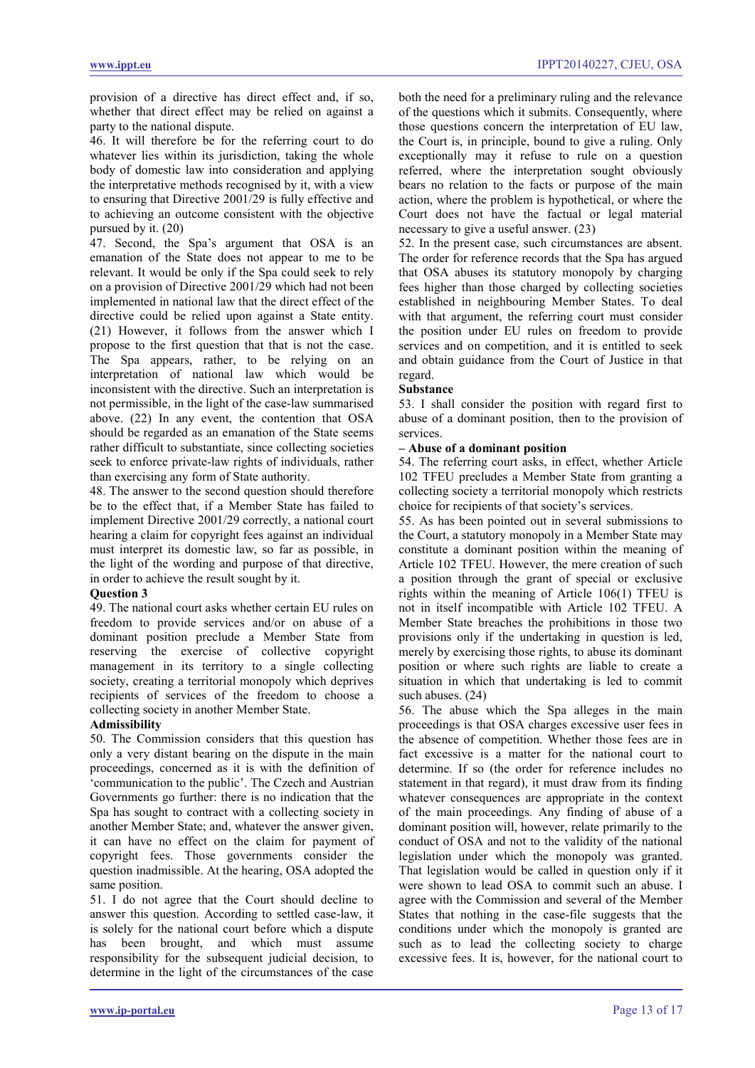provision of a directive has direct effect and, if so, whether that direct effect may be relied on against a party to the national dispute.

46. It will therefore be for the referring court to do whatever lies within its jurisdiction, taking the whole body of domestic law into consideration and applying the interpretative methods recognised by it, with a view to ensuring that Directive 2001/29 is fully effective and to achieving an outcome consistent with the objective pursued by it. (20)

47. Second, the Spa's argument that OSA is an emanation of the State does not appear to me to be relevant. It would be only if the Spa could seek to rely on a provision of Directive 2001/29 which had not been implemented in national law that the direct effect of the directive could be relied upon against a State entity. (21) However, it follows from the answer which I propose to the first question that that is not the case. The Spa appears, rather, to be relying on an interpretation of national law which would be inconsistent with the directive. Such an interpretation is not permissible, in the light of the case-law summarised above. (22) In any event, the contention that OSA should be regarded as an emanation of the State seems rather difficult to substantiate, since collecting societies seek to enforce private-law rights of individuals, rather than exercising any form of State authority.

48. The answer to the second question should therefore be to the effect that, if a Member State has failed to implement Directive 2001/29 correctly, a national court hearing a claim for copyright fees against an individual must interpret its domestic law, so far as possible, in the light of the wording and purpose of that directive, in order to achieve the result sought by it.

**Question 3**

49. The national court asks whether certain EU rules on freedom to provide services and/or on abuse of a dominant position preclude a Member State from reserving the exercise of collective copyright management in its territory to a single collecting society, creating a territorial monopoly which deprives recipients of services of the freedom to choose a collecting society in another Member State.

**Admissibility**

50. The Commission considers that this question has only a very distant bearing on the dispute in the main proceedings, concerned as it is with the definition of 'communication to the public'. The Czech and Austrian Governments go further: there is no indication that the Spa has sought to contract with a collecting society in another Member State; and, whatever the answer given, it can have no effect on the claim for payment of copyright fees. Those governments consider the question inadmissible. At the hearing, OSA adopted the same position.

51. I do not agree that the Court should decline to answer this question. According to settled case-law, it is solely for the national court before which a dispute has been brought, and which must assume responsibility for the subsequent judicial decision, to determine in the light of the circumstances of the case both the need for a preliminary ruling and the relevance of the questions which it submits. Consequently, where those questions concern the interpretation of EU law, the Court is, in principle, bound to give a ruling. Only exceptionally may it refuse to rule on a question referred, where the interpretation sought obviously bears no relation to the facts or purpose of the main action, where the problem is hypothetical, or where the Court does not have the factual or legal material necessary to give a useful answer. (23)

52. In the present case, such circumstances are absent. The order for reference records that the Spa has argued that OSA abuses its statutory monopoly by charging fees higher than those charged by collecting societies established in neighbouring Member States. To deal with that argument, the referring court must consider the position under EU rules on freedom to provide services and on competition, and it is entitled to seek and obtain guidance from the Court of Justice in that regard.

**Substance**

53. I shall consider the position with regard first to abuse of a dominant position, then to the provision of services.

**– Abuse of a dominant position**

54. The referring court asks, in effect, whether Article 102 TFEU precludes a Member State from granting a collecting society a territorial monopoly which restricts choice for recipients of that society's services.

55. As has been pointed out in several submissions to the Court, a statutory monopoly in a Member State may constitute a dominant position within the meaning of Article 102 TFEU. However, the mere creation of such a position through the grant of special or exclusive rights within the meaning of Article 106(1) TFEU is not in itself incompatible with Article 102 TFEU. A Member State breaches the prohibitions in those two provisions only if the undertaking in question is led, merely by exercising those rights, to abuse its dominant position or where such rights are liable to create a situation in which that undertaking is led to commit such abuses. (24)

56. The abuse which the Spa alleges in the main proceedings is that OSA charges excessive user fees in the absence of competition. Whether those fees are in fact excessive is a matter for the national court to determine. If so (the order for reference includes no statement in that regard), it must draw from its finding whatever consequences are appropriate in the context of the main proceedings. Any finding of abuse of a dominant position will, however, relate primarily to the conduct of OSA and not to the validity of the national legislation under which the monopoly was granted. That legislation would be called in question only if it were shown to lead OSA to commit such an abuse. I agree with the Commission and several of the Member States that nothing in the case-file suggests that the conditions under which the monopoly is granted are such as to lead the collecting society to charge excessive fees. It is, however, for the national court to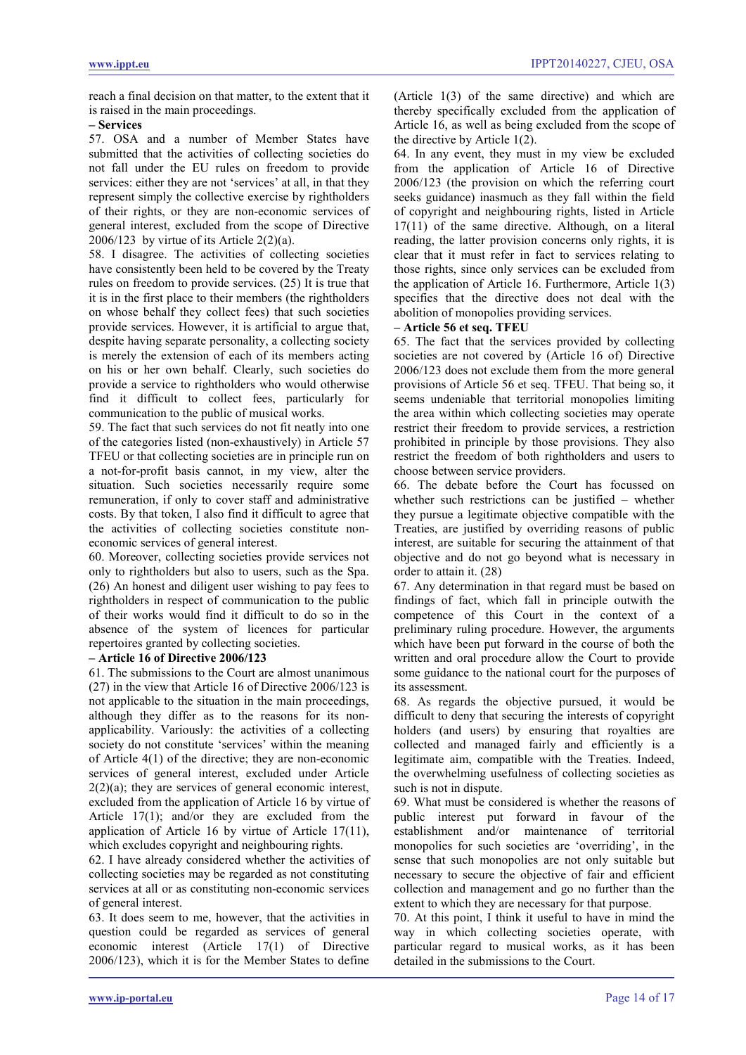reach a final decision on that matter, to the extent that it is raised in the main proceedings.

**– Services**

57. OSA and a number of Member States have submitted that the activities of collecting societies do not fall under the EU rules on freedom to provide services: either they are not 'services' at all, in that they represent simply the collective exercise by rightholders of their rights, or they are non-economic services of general interest, excluded from the scope of Directive 2006/123 by virtue of its Article 2(2)(a).

58. I disagree. The activities of collecting societies have consistently been held to be covered by the Treaty rules on freedom to provide services. (25) It is true that it is in the first place to their members (the rightholders on whose behalf they collect fees) that such societies provide services. However, it is artificial to argue that, despite having separate personality, a collecting society is merely the extension of each of its members acting on his or her own behalf. Clearly, such societies do provide a service to rightholders who would otherwise find it difficult to collect fees, particularly for communication to the public of musical works.

59. The fact that such services do not fit neatly into one of the categories listed (non-exhaustively) in Article 57 TFEU or that collecting societies are in principle run on a not-for-profit basis cannot, in my view, alter the situation. Such societies necessarily require some remuneration, if only to cover staff and administrative costs. By that token, I also find it difficult to agree that the activities of collecting societies constitute non-economic services of general interest.

60. Moreover, collecting societies provide services not only to rightholders but also to users, such as the Spa. (26) An honest and diligent user wishing to pay fees to rightholders in respect of communication to the public of their works would find it difficult to do so in the absence of the system of licences for particular repertoires granted by collecting societies.

**– Article 16 of Directive 2006/123**

61. The submissions to the Court are almost unanimous (27) in the view that Article 16 of Directive 2006/123 is not applicable to the situation in the main proceedings, although they differ as to the reasons for its non-applicability. Variously: the activities of a collecting society do not constitute 'services' within the meaning of Article 4(1) of the directive; they are non-economic services of general interest, excluded under Article 2(2)(a); they are services of general economic interest, excluded from the application of Article 16 by virtue of Article 17(1); and/or they are excluded from the application of Article 16 by virtue of Article 17(11), which excludes copyright and neighbouring rights.

62. I have already considered whether the activities of collecting societies may be regarded as not constituting services at all or as constituting non-economic services of general interest.

63. It does seem to me, however, that the activities in question could be regarded as services of general economic interest (Article 17(1) of Directive 2006/123), which it is for the Member States to define (Article 1(3) of the same directive) and which are thereby specifically excluded from the application of Article 16, as well as being excluded from the scope of the directive by Article 1(2).

64. In any event, they must in my view be excluded from the application of Article 16 of Directive 2006/123 (the provision on which the referring court seeks guidance) inasmuch as they fall within the field of copyright and neighbouring rights, listed in Article 17(11) of the same directive. Although, on a literal reading, the latter provision concerns only rights, it is clear that it must refer in fact to services relating to those rights, since only services can be excluded from the application of Article 16. Furthermore, Article 1(3) specifies that the directive does not deal with the abolition of monopolies providing services.

**– Article 56 et seq. TFEU**

65. The fact that the services provided by collecting societies are not covered by (Article 16 of) Directive 2006/123 does not exclude them from the more general provisions of Article 56 et seq. TFEU. That being so, it seems undeniable that territorial monopolies limiting the area within which collecting societies may operate restrict their freedom to provide services, a restriction prohibited in principle by those provisions. They also restrict the freedom of both rightholders and users to choose between service providers.

66. The debate before the Court has focussed on whether such restrictions can be justified – whether they pursue a legitimate objective compatible with the Treaties, are justified by overriding reasons of public interest, are suitable for securing the attainment of that objective and do not go beyond what is necessary in order to attain it. (28)

67. Any determination in that regard must be based on findings of fact, which fall in principle outwith the competence of this Court in the context of a preliminary ruling procedure. However, the arguments which have been put forward in the course of both the written and oral procedure allow the Court to provide some guidance to the national court for the purposes of its assessment.

68. As regards the objective pursued, it would be difficult to deny that securing the interests of copyright holders (and users) by ensuring that royalties are collected and managed fairly and efficiently is a legitimate aim, compatible with the Treaties. Indeed, the overwhelming usefulness of collecting societies as such is not in dispute.

69. What must be considered is whether the reasons of public interest put forward in favour of the establishment and/or maintenance of territorial monopolies for such societies are 'overriding', in the sense that such monopolies are not only suitable but necessary to secure the objective of fair and efficient collection and management and go no further than the extent to which they are necessary for that purpose.

70. At this point, I think it useful to have in mind the way in which collecting societies operate, with particular regard to musical works, as it has been detailed in the submissions to the Court.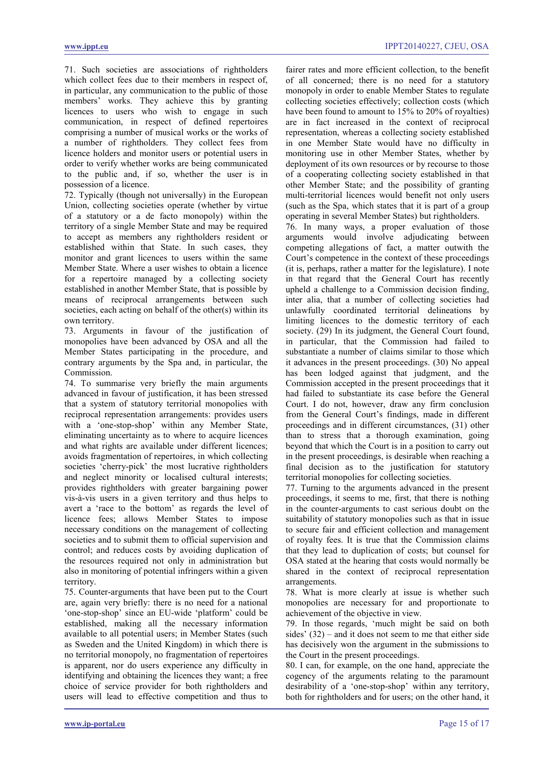71. Such societies are associations of rightholders which collect fees due to their members in respect of, in particular, any communication to the public of those members' works. They achieve this by granting licences to users who wish to engage in such communication, in respect of defined repertoires comprising a number of musical works or the works of a number of rightholders. They collect fees from licence holders and monitor users or potential users in order to verify whether works are being communicated to the public and, if so, whether the user is in possession of a licence.

72. Typically (though not universally) in the European Union, collecting societies operate (whether by virtue of a statutory or a de facto monopoly) within the territory of a single Member State and may be required to accept as members any rightholders resident or established within that State. In such cases, they monitor and grant licences to users within the same Member State. Where a user wishes to obtain a licence for a repertoire managed by a collecting society established in another Member State, that is possible by means of reciprocal arrangements between such societies, each acting on behalf of the other(s) within its own territory.

73. Arguments in favour of the justification of monopolies have been advanced by OSA and all the Member States participating in the procedure, and contrary arguments by the Spa and, in particular, the Commission.

74. To summarise very briefly the main arguments advanced in favour of justification, it has been stressed that a system of statutory territorial monopolies with reciprocal representation arrangements: provides users with a 'one-stop-shop' within any Member State, eliminating uncertainty as to where to acquire licences and what rights are available under different licences; avoids fragmentation of repertoires, in which collecting societies 'cherry-pick' the most lucrative rightholders and neglect minority or localised cultural interests; provides rightholders with greater bargaining power vis-à-vis users in a given territory and thus helps to avert a 'race to the bottom' as regards the level of licence fees; allows Member States to impose necessary conditions on the management of collecting societies and to submit them to official supervision and control; and reduces costs by avoiding duplication of the resources required not only in administration but also in monitoring of potential infringers within a given territory.

75. Counter-arguments that have been put to the Court are, again very briefly: there is no need for a national 'one-stop-shop' since an EU-wide 'platform' could be established, making all the necessary information available to all potential users; in Member States (such as Sweden and the United Kingdom) in which there is no territorial monopoly, no fragmentation of repertoires is apparent, nor do users experience any difficulty in identifying and obtaining the licences they want; a free choice of service provider for both rightholders and users will lead to effective competition and thus to fairer rates and more efficient collection, to the benefit of all concerned; there is no need for a statutory monopoly in order to enable Member States to regulate collecting societies effectively; collection costs (which have been found to amount to 15% to 20% of royalties) are in fact increased in the context of reciprocal representation, whereas a collecting society established in one Member State would have no difficulty in monitoring use in other Member States, whether by deployment of its own resources or by recourse to those of a cooperating collecting society established in that other Member State; and the possibility of granting multi-territorial licences would benefit not only users (such as the Spa, which states that it is part of a group operating in several Member States) but rightholders.

76. In many ways, a proper evaluation of those arguments would involve adjudicating between competing allegations of fact, a matter outwith the Court's competence in the context of these proceedings (it is, perhaps, rather a matter for the legislature). I note in that regard that the General Court has recently upheld a challenge to a Commission decision finding, inter alia, that a number of collecting societies had unlawfully coordinated territorial delineations by limiting licences to the domestic territory of each society. (29) In its judgment, the General Court found, in particular, that the Commission had failed to substantiate a number of claims similar to those which it advances in the present proceedings. (30) No appeal has been lodged against that judgment, and the Commission accepted in the present proceedings that it had failed to substantiate its case before the General Court. I do not, however, draw any firm conclusion from the General Court's findings, made in different proceedings and in different circumstances, (31) other than to stress that a thorough examination, going beyond that which the Court is in a position to carry out in the present proceedings, is desirable when reaching a final decision as to the justification for statutory territorial monopolies for collecting societies.

77. Turning to the arguments advanced in the present proceedings, it seems to me, first, that there is nothing in the counter-arguments to cast serious doubt on the suitability of statutory monopolies such as that in issue to secure fair and efficient collection and management of royalty fees. It is true that the Commission claims that they lead to duplication of costs; but counsel for OSA stated at the hearing that costs would normally be shared in the context of reciprocal representation arrangements.

78. What is more clearly at issue is whether such monopolies are necessary for and proportionate to achievement of the objective in view.

79. In those regards, 'much might be said on both sides' (32) – and it does not seem to me that either side has decisively won the argument in the submissions to the Court in the present proceedings.

80. I can, for example, on the one hand, appreciate the cogency of the arguments relating to the paramount desirability of a 'one-stop-shop' within any territory, both for rightholders and for users; on the other hand, it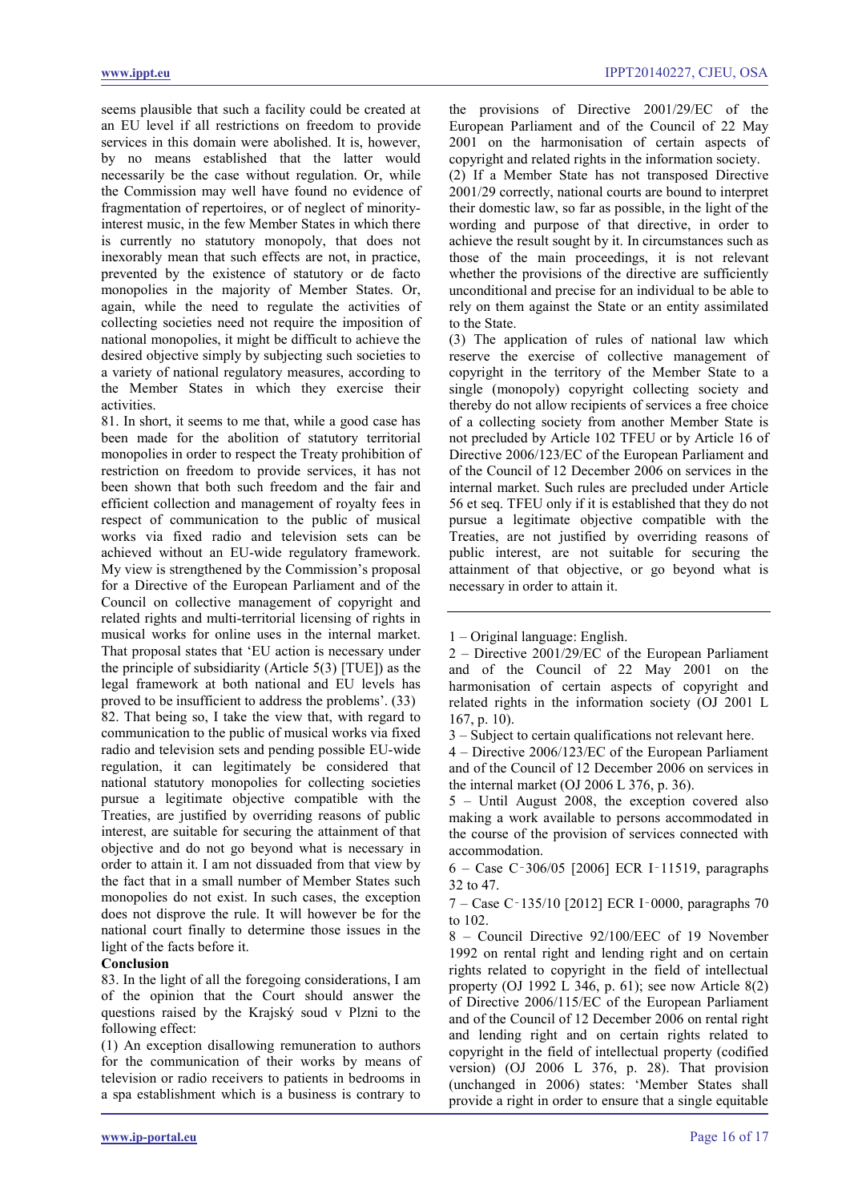seems plausible that such a facility could be created at an EU level if all restrictions on freedom to provide services in this domain were abolished. It is, however, by no means established that the latter would necessarily be the case without regulation. Or, while the Commission may well have found no evidence of fragmentation of repertoires, or of neglect of minority-interest music, in the few Member States in which there is currently no statutory monopoly, that does not inexorably mean that such effects are not, in practice, prevented by the existence of statutory or de facto monopolies in the majority of Member States. Or, again, while the need to regulate the activities of collecting societies need not require the imposition of national monopolies, it might be difficult to achieve the desired objective simply by subjecting such societies to a variety of national regulatory measures, according to the Member States in which they exercise their activities.

81. In short, it seems to me that, while a good case has been made for the abolition of statutory territorial monopolies in order to respect the Treaty prohibition of restriction on freedom to provide services, it has not been shown that both such freedom and the fair and efficient collection and management of royalty fees in respect of communication to the public of musical works via fixed radio and television sets can be achieved without an EU-wide regulatory framework. My view is strengthened by the Commission's proposal for a Directive of the European Parliament and of the Council on collective management of copyright and related rights and multi-territorial licensing of rights in musical works for online uses in the internal market. That proposal states that 'EU action is necessary under the principle of subsidiarity (Article 5(3) [TUE]) as the legal framework at both national and EU levels has proved to be insufficient to address the problems'. (33)

82. That being so, I take the view that, with regard to communication to the public of musical works via fixed radio and television sets and pending possible EU-wide regulation, it can legitimately be considered that national statutory monopolies for collecting societies pursue a legitimate objective compatible with the Treaties, are justified by overriding reasons of public interest, are suitable for securing the attainment of that objective and do not go beyond what is necessary in order to attain it. I am not dissuaded from that view by the fact that in a small number of Member States such monopolies do not exist. In such cases, the exception does not disprove the rule. It will however be for the national court finally to determine those issues in the light of the facts before it.

**Conclusion**

83. In the light of all the foregoing considerations, I am of the opinion that the Court should answer the questions raised by the Krajský soud v Plzni to the following effect:

(1) An exception disallowing remuneration to authors for the communication of their works by means of television or radio receivers to patients in bedrooms in a spa establishment which is a business is contrary to the provisions of Directive 2001/29/EC of the European Parliament and of the Council of 22 May 2001 on the harmonisation of certain aspects of copyright and related rights in the information society.

(2) If a Member State has not transposed Directive 2001/29 correctly, national courts are bound to interpret their domestic law, so far as possible, in the light of the wording and purpose of that directive, in order to achieve the result sought by it. In circumstances such as those of the main proceedings, it is not relevant whether the provisions of the directive are sufficiently unconditional and precise for an individual to be able to rely on them against the State or an entity assimilated to the State.

(3) The application of rules of national law which reserve the exercise of collective management of copyright in the territory of the Member State to a single (monopoly) copyright collecting society and thereby do not allow recipients of services a free choice of a collecting society from another Member State is not precluded by Article 102 TFEU or by Article 16 of Directive 2006/123/EC of the European Parliament and of the Council of 12 December 2006 on services in the internal market. Such rules are precluded under Article 56 et seq. TFEU only if it is established that they do not pursue a legitimate objective compatible with the Treaties, are not justified by overriding reasons of public interest, are not suitable for securing the attainment of that objective, or go beyond what is necessary in order to attain it.

---

1 – Original language: English.

2 – Directive 2001/29/EC of the European Parliament and of the Council of 22 May 2001 on the harmonisation of certain aspects of copyright and related rights in the information society (OJ 2001 L 167, p. 10).

3 – Subject to certain qualifications not relevant here.

4 – Directive 2006/123/EC of the European Parliament and of the Council of 12 December 2006 on services in the internal market (OJ 2006 L 376, p. 36).

5 – Until August 2008, the exception covered also making a work available to persons accommodated in the course of the provision of services connected with accommodation.

6 – Case C‑306/05 [2006] ECR I‑11519, paragraphs 32 to 47.

7 – Case C‑135/10 [2012] ECR I‑0000, paragraphs 70 to 102.

8 – Council Directive 92/100/EEC of 19 November 1992 on rental right and lending right and on certain rights related to copyright in the field of intellectual property (OJ 1992 L 346, p. 61); see now Article 8(2) of Directive 2006/115/EC of the European Parliament and of the Council of 12 December 2006 on rental right and lending right and on certain rights related to copyright in the field of intellectual property (codified version) (OJ 2006 L 376, p. 28). That provision (unchanged in 2006) states: 'Member States shall provide a right in order to ensure that a single equitable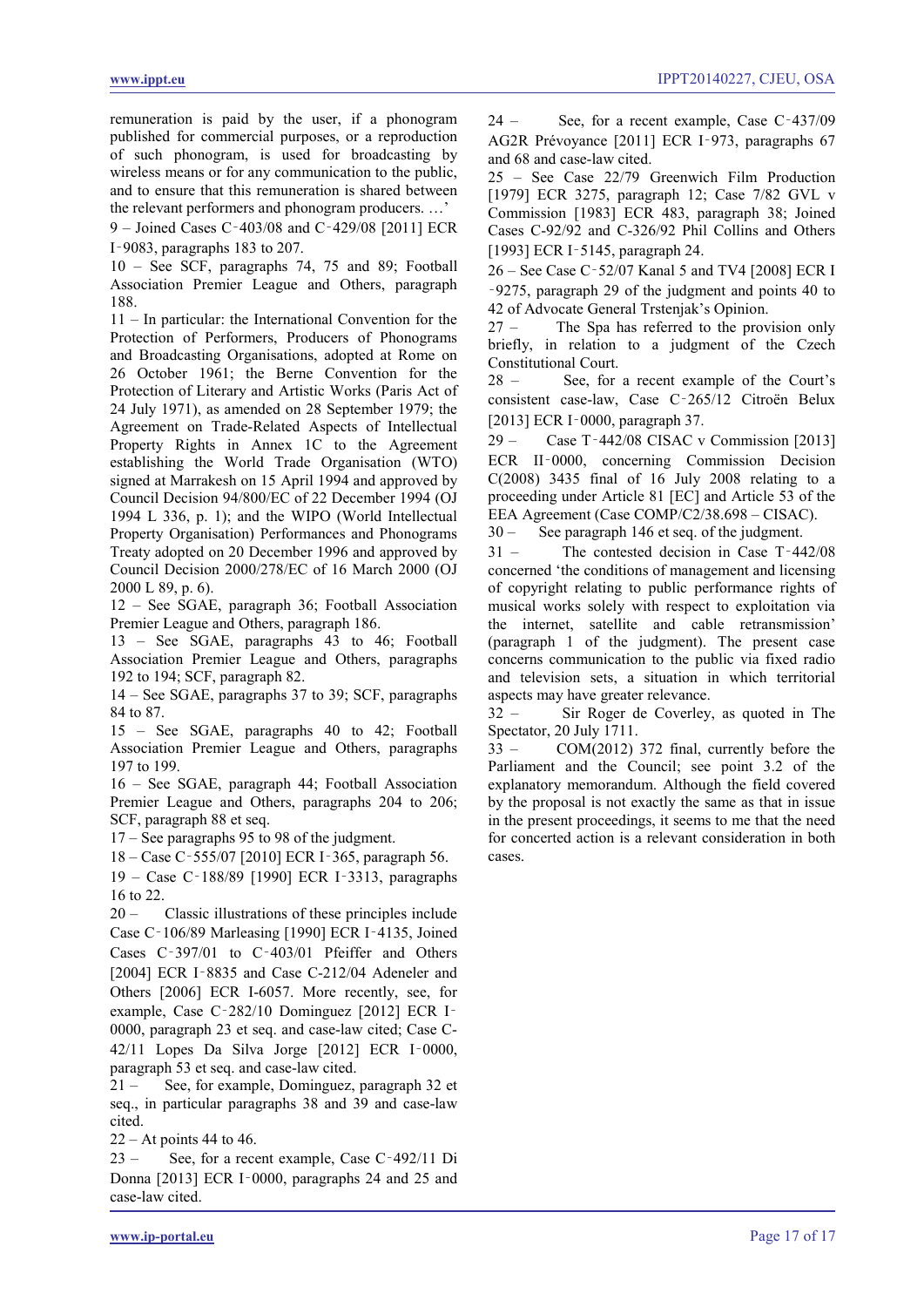remuneration is paid by the user, if a phonogram published for commercial purposes, or a reproduction of such phonogram, is used for broadcasting by wireless means or for any communication to the public, and to ensure that this remuneration is shared between the relevant performers and phonogram producers. …'

9 – Joined Cases C‑403/08 and C‑429/08 [2011] ECR I‑9083, paragraphs 183 to 207.

10 – See SCF, paragraphs 74, 75 and 89; Football Association Premier League and Others, paragraph 188.

11 – In particular: the International Convention for the Protection of Performers, Producers of Phonograms and Broadcasting Organisations, adopted at Rome on 26 October 1961; the Berne Convention for the Protection of Literary and Artistic Works (Paris Act of 24 July 1971), as amended on 28 September 1979; the Agreement on Trade-Related Aspects of Intellectual Property Rights in Annex 1C to the Agreement establishing the World Trade Organisation (WTO) signed at Marrakesh on 15 April 1994 and approved by Council Decision 94/800/EC of 22 December 1994 (OJ 1994 L 336, p. 1); and the WIPO (World Intellectual Property Organisation) Performances and Phonograms Treaty adopted on 20 December 1996 and approved by Council Decision 2000/278/EC of 16 March 2000 (OJ 2000 L 89, p. 6).

12 – See SGAE, paragraph 36; Football Association Premier League and Others, paragraph 186.

13 – See SGAE, paragraphs 43 to 46; Football Association Premier League and Others, paragraphs 192 to 194; SCF, paragraph 82.

14 – See SGAE, paragraphs 37 to 39; SCF, paragraphs 84 to 87.

15 – See SGAE, paragraphs 40 to 42; Football Association Premier League and Others, paragraphs 197 to 199.

16 – See SGAE, paragraph 44; Football Association Premier League and Others, paragraphs 204 to 206; SCF, paragraph 88 et seq.

17 – See paragraphs 95 to 98 of the judgment.

18 – Case C‑555/07 [2010] ECR I‑365, paragraph 56.

19 – Case C‑188/89 [1990] ECR I‑3313, paragraphs 16 to 22.

20 – Classic illustrations of these principles include Case C‑106/89 Marleasing [1990] ECR I‑4135, Joined Cases C‑397/01 to C‑403/01 Pfeiffer and Others [2004] ECR I‑8835 and Case C-212/04 Adeneler and Others [2006] ECR I-6057. More recently, see, for example, Case C‑282/10 Dominguez [2012] ECR I‑0000, paragraph 23 et seq. and case-law cited; Case C-42/11 Lopes Da Silva Jorge [2012] ECR I‑0000, paragraph 53 et seq. and case-law cited.

21 – See, for example, Dominguez, paragraph 32 et seq., in particular paragraphs 38 and 39 and case-law cited.

22 – At points 44 to 46.

23 – See, for a recent example, Case C‑492/11 Di Donna [2013] ECR I‑0000, paragraphs 24 and 25 and case-law cited.

24 – See, for a recent example, Case C‑437/09 AG2R Prévoyance [2011] ECR I‑973, paragraphs 67 and 68 and case-law cited.

25 – See Case 22/79 Greenwich Film Production [1979] ECR 3275, paragraph 12; Case 7/82 GVL v Commission [1983] ECR 483, paragraph 38; Joined Cases C-92/92 and C-326/92 Phil Collins and Others [1993] ECR I‑5145, paragraph 24.

26 – See Case C‑52/07 Kanal 5 and TV4 [2008] ECR I‑9275, paragraph 29 of the judgment and points 40 to 42 of Advocate General Trstenjak's Opinion.

27 – The Spa has referred to the provision only briefly, in relation to a judgment of the Czech Constitutional Court.

28 – See, for a recent example of the Court's consistent case-law, Case C‑265/12 Citroën Belux [2013] ECR I‑0000, paragraph 37.

29 – Case T‑442/08 CISAC v Commission [2013] ECR II‑0000, concerning Commission Decision C(2008) 3435 final of 16 July 2008 relating to a proceeding under Article 81 [EC] and Article 53 of the EEA Agreement (Case COMP/C2/38.698 – CISAC).

30 – See paragraph 146 et seq. of the judgment.

31 – The contested decision in Case T‑442/08 concerned 'the conditions of management and licensing of copyright relating to public performance rights of musical works solely with respect to exploitation via the internet, satellite and cable retransmission' (paragraph 1 of the judgment). The present case concerns communication to the public via fixed radio and television sets, a situation in which territorial aspects may have greater relevance.

32 – Sir Roger de Coverley, as quoted in The Spectator, 20 July 1711.

33 – COM(2012) 372 final, currently before the Parliament and the Council; see point 3.2 of the explanatory memorandum. Although the field covered by the proposal is not exactly the same as that in issue in the present proceedings, it seems to me that the need for concerted action is a relevant consideration in both cases.